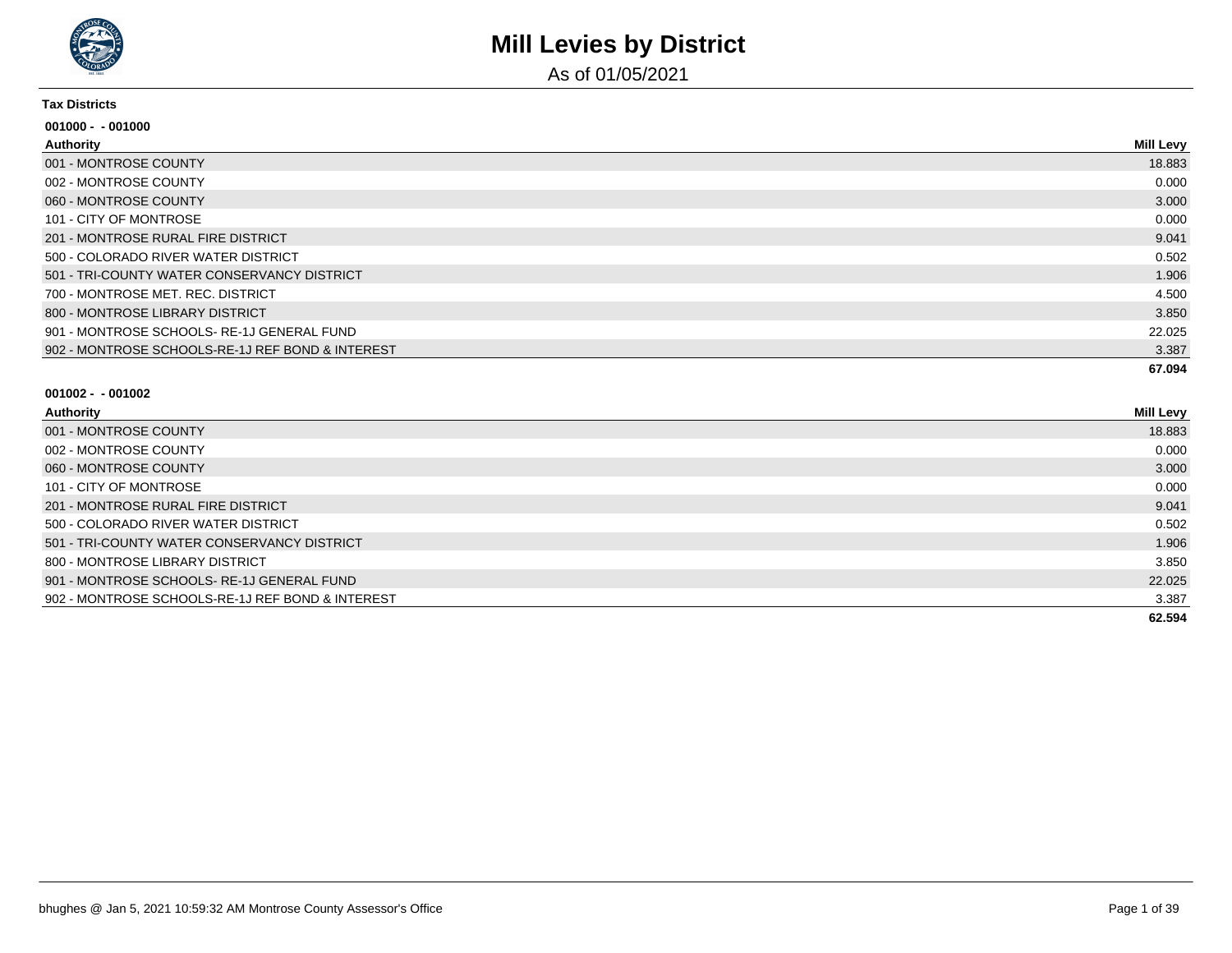# Mill Levies by District

As of 01/05/2021

**Tax Districts**

**001000 - - 001000**

| Authority | Mill Levy |
|---|---|
| 001 - MONTROSE COUNTY | 18.883 |
| 002 - MONTROSE COUNTY | 0.000 |
| 060 - MONTROSE COUNTY | 3.000 |
| 101 - CITY OF MONTROSE | 0.000 |
| 201 - MONTROSE RURAL FIRE DISTRICT | 9.041 |
| 500 - COLORADO RIVER WATER DISTRICT | 0.502 |
| 501 - TRI-COUNTY WATER CONSERVANCY DISTRICT | 1.906 |
| 700 - MONTROSE MET. REC. DISTRICT | 4.500 |
| 800 - MONTROSE LIBRARY DISTRICT | 3.850 |
| 901 - MONTROSE SCHOOLS- RE-1J GENERAL FUND | 22.025 |
| 902 - MONTROSE SCHOOLS-RE-1J REF BOND & INTEREST | 3.387 |
| | **67.094** |

**001002 - - 001002**

| Authority | Mill Levy |
|---|---|
| 001 - MONTROSE COUNTY | 18.883 |
| 002 - MONTROSE COUNTY | 0.000 |
| 060 - MONTROSE COUNTY | 3.000 |
| 101 - CITY OF MONTROSE | 0.000 |
| 201 - MONTROSE RURAL FIRE DISTRICT | 9.041 |
| 500 - COLORADO RIVER WATER DISTRICT | 0.502 |
| 501 - TRI-COUNTY WATER CONSERVANCY DISTRICT | 1.906 |
| 800 - MONTROSE LIBRARY DISTRICT | 3.850 |
| 901 - MONTROSE SCHOOLS- RE-1J GENERAL FUND | 22.025 |
| 902 - MONTROSE SCHOOLS-RE-1J REF BOND & INTEREST | 3.387 |
| | **62.594** |

bhughes @ Jan 5, 2021 10:59:32 AM Montrose County Assessor's Office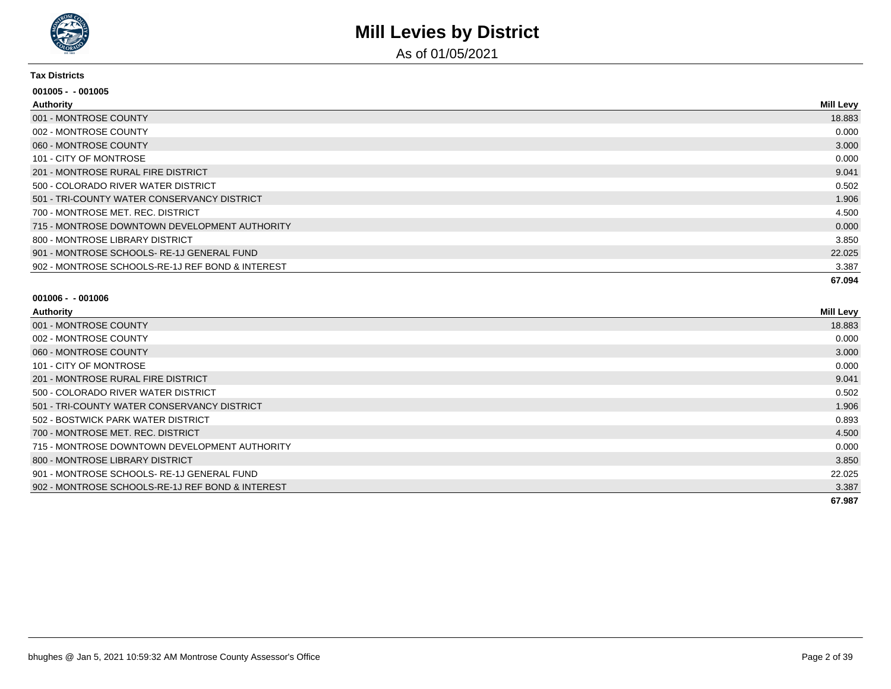# Mill Levies by District

As of 01/05/2021

**Tax Districts**

**001005 - - 001005**

| Authority | Mill Levy |
|---|---|
| 001 - MONTROSE COUNTY | 18.883 |
| 002 - MONTROSE COUNTY | 0.000 |
| 060 - MONTROSE COUNTY | 3.000 |
| 101 - CITY OF MONTROSE | 0.000 |
| 201 - MONTROSE RURAL FIRE DISTRICT | 9.041 |
| 500 - COLORADO RIVER WATER DISTRICT | 0.502 |
| 501 - TRI-COUNTY WATER CONSERVANCY DISTRICT | 1.906 |
| 700 - MONTROSE MET. REC. DISTRICT | 4.500 |
| 715 - MONTROSE DOWNTOWN DEVELOPMENT AUTHORITY | 0.000 |
| 800 - MONTROSE LIBRARY DISTRICT | 3.850 |
| 901 - MONTROSE SCHOOLS- RE-1J GENERAL FUND | 22.025 |
| 902 - MONTROSE SCHOOLS-RE-1J REF BOND & INTEREST | 3.387 |
| | **67.094** |

**001006 - - 001006**

| Authority | Mill Levy |
|---|---|
| 001 - MONTROSE COUNTY | 18.883 |
| 002 - MONTROSE COUNTY | 0.000 |
| 060 - MONTROSE COUNTY | 3.000 |
| 101 - CITY OF MONTROSE | 0.000 |
| 201 - MONTROSE RURAL FIRE DISTRICT | 9.041 |
| 500 - COLORADO RIVER WATER DISTRICT | 0.502 |
| 501 - TRI-COUNTY WATER CONSERVANCY DISTRICT | 1.906 |
| 502 - BOSTWICK PARK WATER DISTRICT | 0.893 |
| 700 - MONTROSE MET. REC. DISTRICT | 4.500 |
| 715 - MONTROSE DOWNTOWN DEVELOPMENT AUTHORITY | 0.000 |
| 800 - MONTROSE LIBRARY DISTRICT | 3.850 |
| 901 - MONTROSE SCHOOLS- RE-1J GENERAL FUND | 22.025 |
| 902 - MONTROSE SCHOOLS-RE-1J REF BOND & INTEREST | 3.387 |
| | **67.987** |

bhughes @ Jan 5, 2021 10:59:32 AM Montrose County Assessor's Office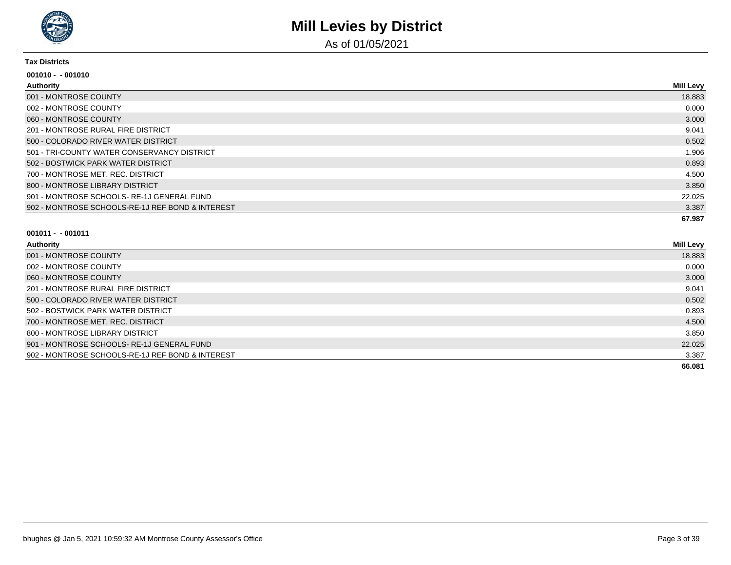# Mill Levies by District

As of 01/05/2021

**Tax Districts**

**001010 - - 001010**

| Authority | Mill Levy |
| --- | --- |
| 001 - MONTROSE COUNTY | 18.883 |
| 002 - MONTROSE COUNTY | 0.000 |
| 060 - MONTROSE COUNTY | 3.000 |
| 201 - MONTROSE RURAL FIRE DISTRICT | 9.041 |
| 500 - COLORADO RIVER WATER DISTRICT | 0.502 |
| 501 - TRI-COUNTY WATER CONSERVANCY DISTRICT | 1.906 |
| 502 - BOSTWICK PARK WATER DISTRICT | 0.893 |
| 700 - MONTROSE MET. REC. DISTRICT | 4.500 |
| 800 - MONTROSE LIBRARY DISTRICT | 3.850 |
| 901 - MONTROSE SCHOOLS- RE-1J GENERAL FUND | 22.025 |
| 902 - MONTROSE SCHOOLS-RE-1J REF BOND & INTEREST | 3.387 |
| | **67.987** |

**001011 - - 001011**

| Authority | Mill Levy |
| --- | --- |
| 001 - MONTROSE COUNTY | 18.883 |
| 002 - MONTROSE COUNTY | 0.000 |
| 060 - MONTROSE COUNTY | 3.000 |
| 201 - MONTROSE RURAL FIRE DISTRICT | 9.041 |
| 500 - COLORADO RIVER WATER DISTRICT | 0.502 |
| 502 - BOSTWICK PARK WATER DISTRICT | 0.893 |
| 700 - MONTROSE MET. REC. DISTRICT | 4.500 |
| 800 - MONTROSE LIBRARY DISTRICT | 3.850 |
| 901 - MONTROSE SCHOOLS- RE-1J GENERAL FUND | 22.025 |
| 902 - MONTROSE SCHOOLS-RE-1J REF BOND & INTEREST | 3.387 |
| | **66.081** |

bhughes @ Jan 5, 2021 10:59:32 AM Montrose County Assessor's Office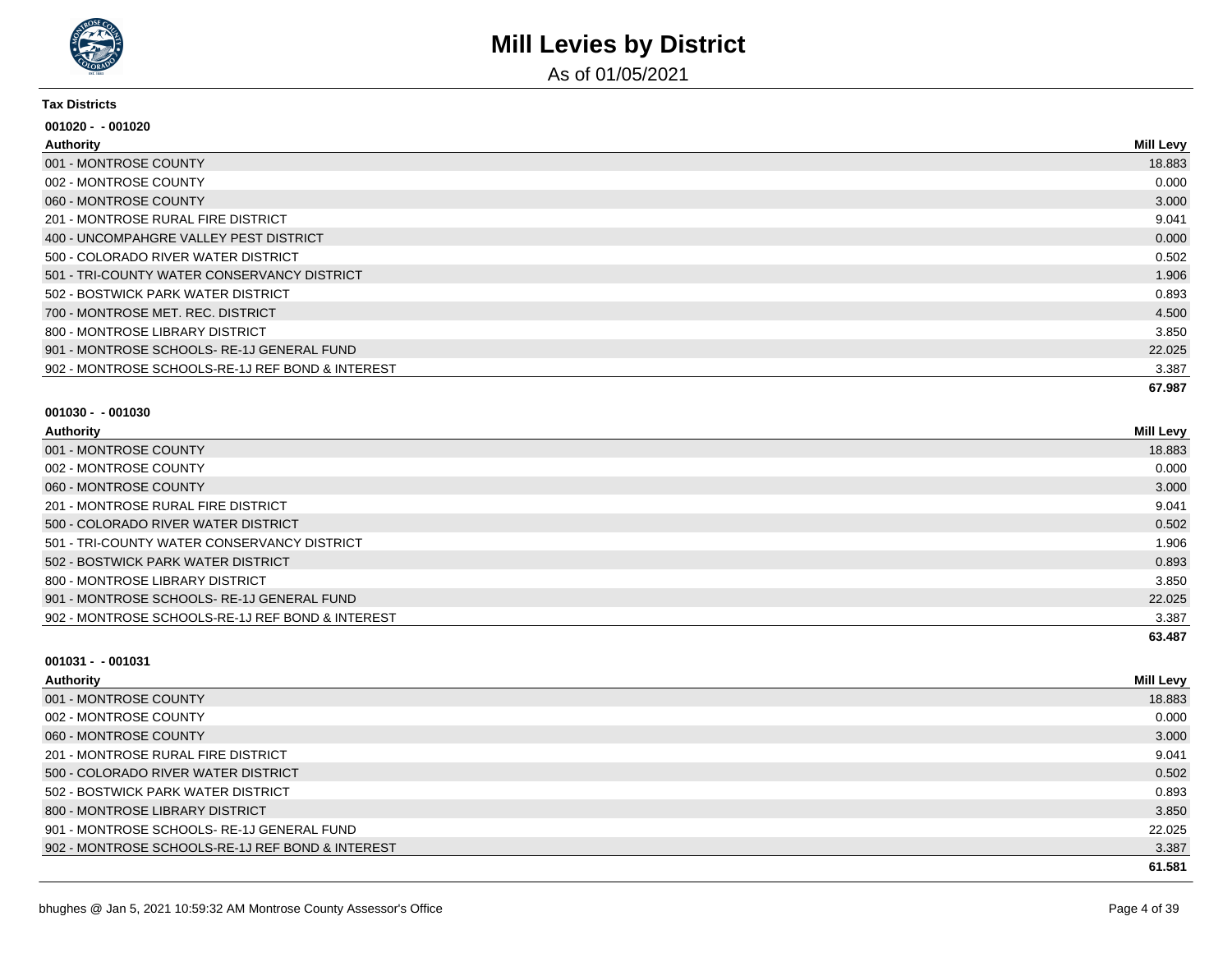# Mill Levies by District

As of 01/05/2021

**Tax Districts**

**001020 - - 001020**

| Authority | Mill Levy |
|---|---|
| 001 - MONTROSE COUNTY | 18.883 |
| 002 - MONTROSE COUNTY | 0.000 |
| 060 - MONTROSE COUNTY | 3.000 |
| 201 - MONTROSE RURAL FIRE DISTRICT | 9.041 |
| 400 - UNCOMPAHGRE VALLEY PEST DISTRICT | 0.000 |
| 500 - COLORADO RIVER WATER DISTRICT | 0.502 |
| 501 - TRI-COUNTY WATER CONSERVANCY DISTRICT | 1.906 |
| 502 - BOSTWICK PARK WATER DISTRICT | 0.893 |
| 700 - MONTROSE MET. REC. DISTRICT | 4.500 |
| 800 - MONTROSE LIBRARY DISTRICT | 3.850 |
| 901 - MONTROSE SCHOOLS- RE-1J GENERAL FUND | 22.025 |
| 902 - MONTROSE SCHOOLS-RE-1J REF BOND & INTEREST | 3.387 |
| | **67.987** |

**001030 - - 001030**

| Authority | Mill Levy |
|---|---|
| 001 - MONTROSE COUNTY | 18.883 |
| 002 - MONTROSE COUNTY | 0.000 |
| 060 - MONTROSE COUNTY | 3.000 |
| 201 - MONTROSE RURAL FIRE DISTRICT | 9.041 |
| 500 - COLORADO RIVER WATER DISTRICT | 0.502 |
| 501 - TRI-COUNTY WATER CONSERVANCY DISTRICT | 1.906 |
| 502 - BOSTWICK PARK WATER DISTRICT | 0.893 |
| 800 - MONTROSE LIBRARY DISTRICT | 3.850 |
| 901 - MONTROSE SCHOOLS- RE-1J GENERAL FUND | 22.025 |
| 902 - MONTROSE SCHOOLS-RE-1J REF BOND & INTEREST | 3.387 |
| | **63.487** |

**001031 - - 001031**

| Authority | Mill Levy |
|---|---|
| 001 - MONTROSE COUNTY | 18.883 |
| 002 - MONTROSE COUNTY | 0.000 |
| 060 - MONTROSE COUNTY | 3.000 |
| 201 - MONTROSE RURAL FIRE DISTRICT | 9.041 |
| 500 - COLORADO RIVER WATER DISTRICT | 0.502 |
| 502 - BOSTWICK PARK WATER DISTRICT | 0.893 |
| 800 - MONTROSE LIBRARY DISTRICT | 3.850 |
| 901 - MONTROSE SCHOOLS- RE-1J GENERAL FUND | 22.025 |
| 902 - MONTROSE SCHOOLS-RE-1J REF BOND & INTEREST | 3.387 |
| | **61.581** |

bhughes @ Jan 5, 2021 10:59:32 AM Montrose County Assessor's Office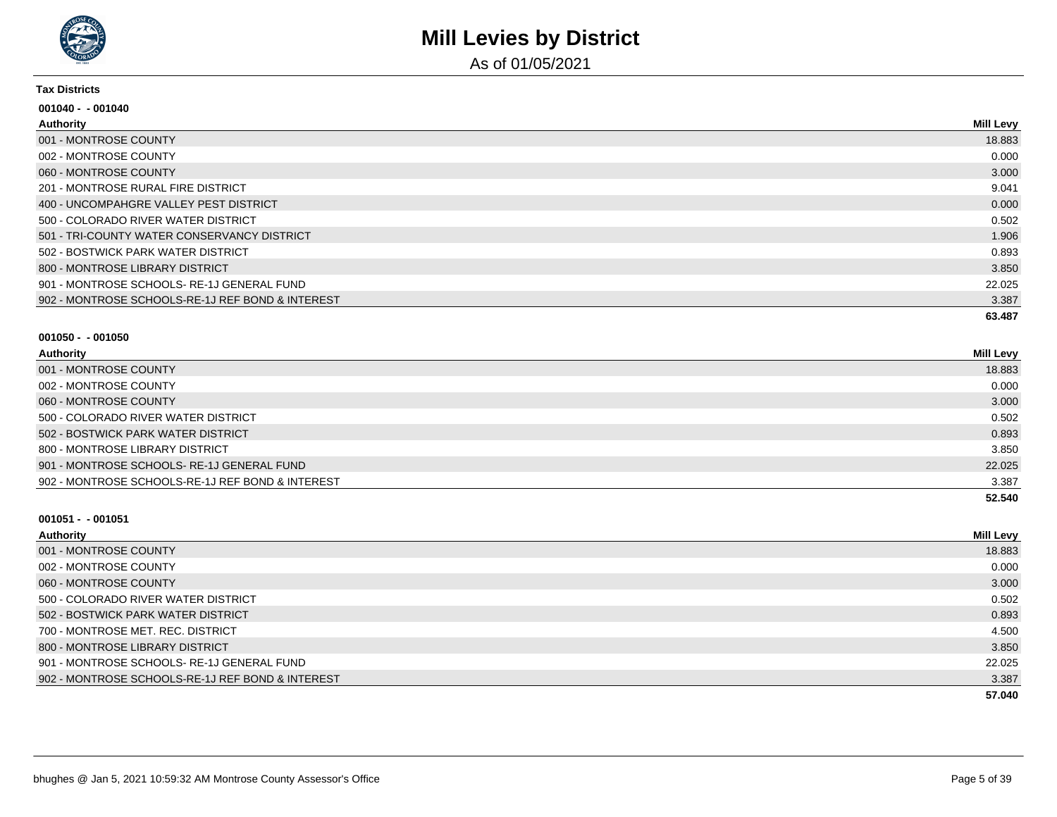# Mill Levies by District

As of 01/05/2021

**Tax Districts**

**001040 - - 001040**

| Authority | Mill Levy |
|---|---|
| 001 - MONTROSE COUNTY | 18.883 |
| 002 - MONTROSE COUNTY | 0.000 |
| 060 - MONTROSE COUNTY | 3.000 |
| 201 - MONTROSE RURAL FIRE DISTRICT | 9.041 |
| 400 - UNCOMPAHGRE VALLEY PEST DISTRICT | 0.000 |
| 500 - COLORADO RIVER WATER DISTRICT | 0.502 |
| 501 - TRI-COUNTY WATER CONSERVANCY DISTRICT | 1.906 |
| 502 - BOSTWICK PARK WATER DISTRICT | 0.893 |
| 800 - MONTROSE LIBRARY DISTRICT | 3.850 |
| 901 - MONTROSE SCHOOLS- RE-1J GENERAL FUND | 22.025 |
| 902 - MONTROSE SCHOOLS-RE-1J REF BOND & INTEREST | 3.387 |
| | **63.487** |

**001050 - - 001050**

| Authority | Mill Levy |
|---|---|
| 001 - MONTROSE COUNTY | 18.883 |
| 002 - MONTROSE COUNTY | 0.000 |
| 060 - MONTROSE COUNTY | 3.000 |
| 500 - COLORADO RIVER WATER DISTRICT | 0.502 |
| 502 - BOSTWICK PARK WATER DISTRICT | 0.893 |
| 800 - MONTROSE LIBRARY DISTRICT | 3.850 |
| 901 - MONTROSE SCHOOLS- RE-1J GENERAL FUND | 22.025 |
| 902 - MONTROSE SCHOOLS-RE-1J REF BOND & INTEREST | 3.387 |
| | **52.540** |

**001051 - - 001051**

| Authority | Mill Levy |
|---|---|
| 001 - MONTROSE COUNTY | 18.883 |
| 002 - MONTROSE COUNTY | 0.000 |
| 060 - MONTROSE COUNTY | 3.000 |
| 500 - COLORADO RIVER WATER DISTRICT | 0.502 |
| 502 - BOSTWICK PARK WATER DISTRICT | 0.893 |
| 700 - MONTROSE MET. REC. DISTRICT | 4.500 |
| 800 - MONTROSE LIBRARY DISTRICT | 3.850 |
| 901 - MONTROSE SCHOOLS- RE-1J GENERAL FUND | 22.025 |
| 902 - MONTROSE SCHOOLS-RE-1J REF BOND & INTEREST | 3.387 |
| | **57.040** |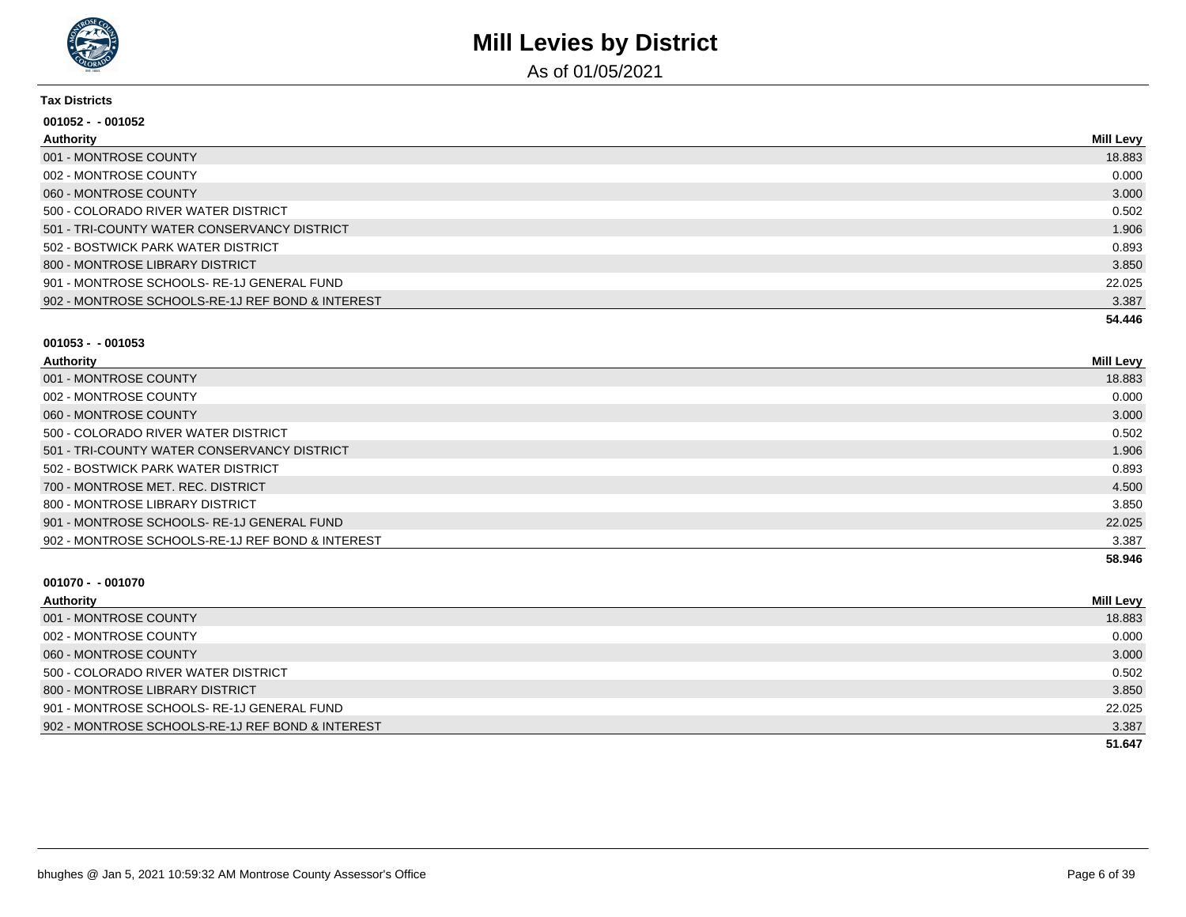# Mill Levies by District

As of 01/05/2021

**Tax Districts**

**001052 - - 001052**

| Authority | Mill Levy |
| --- | --- |
| 001 - MONTROSE COUNTY | 18.883 |
| 002 - MONTROSE COUNTY | 0.000 |
| 060 - MONTROSE COUNTY | 3.000 |
| 500 - COLORADO RIVER WATER DISTRICT | 0.502 |
| 501 - TRI-COUNTY WATER CONSERVANCY DISTRICT | 1.906 |
| 502 - BOSTWICK PARK WATER DISTRICT | 0.893 |
| 800 - MONTROSE LIBRARY DISTRICT | 3.850 |
| 901 - MONTROSE SCHOOLS- RE-1J GENERAL FUND | 22.025 |
| 902 - MONTROSE SCHOOLS-RE-1J REF BOND & INTEREST | 3.387 |
| | **54.446** |

**001053 - - 001053**

| Authority | Mill Levy |
| --- | --- |
| 001 - MONTROSE COUNTY | 18.883 |
| 002 - MONTROSE COUNTY | 0.000 |
| 060 - MONTROSE COUNTY | 3.000 |
| 500 - COLORADO RIVER WATER DISTRICT | 0.502 |
| 501 - TRI-COUNTY WATER CONSERVANCY DISTRICT | 1.906 |
| 502 - BOSTWICK PARK WATER DISTRICT | 0.893 |
| 700 - MONTROSE MET. REC. DISTRICT | 4.500 |
| 800 - MONTROSE LIBRARY DISTRICT | 3.850 |
| 901 - MONTROSE SCHOOLS- RE-1J GENERAL FUND | 22.025 |
| 902 - MONTROSE SCHOOLS-RE-1J REF BOND & INTEREST | 3.387 |
| | **58.946** |

**001070 - - 001070**

| Authority | Mill Levy |
| --- | --- |
| 001 - MONTROSE COUNTY | 18.883 |
| 002 - MONTROSE COUNTY | 0.000 |
| 060 - MONTROSE COUNTY | 3.000 |
| 500 - COLORADO RIVER WATER DISTRICT | 0.502 |
| 800 - MONTROSE LIBRARY DISTRICT | 3.850 |
| 901 - MONTROSE SCHOOLS- RE-1J GENERAL FUND | 22.025 |
| 902 - MONTROSE SCHOOLS-RE-1J REF BOND & INTEREST | 3.387 |
| | **51.647** |

bhughes @ Jan 5, 2021 10:59:32 AM Montrose County Assessor's Office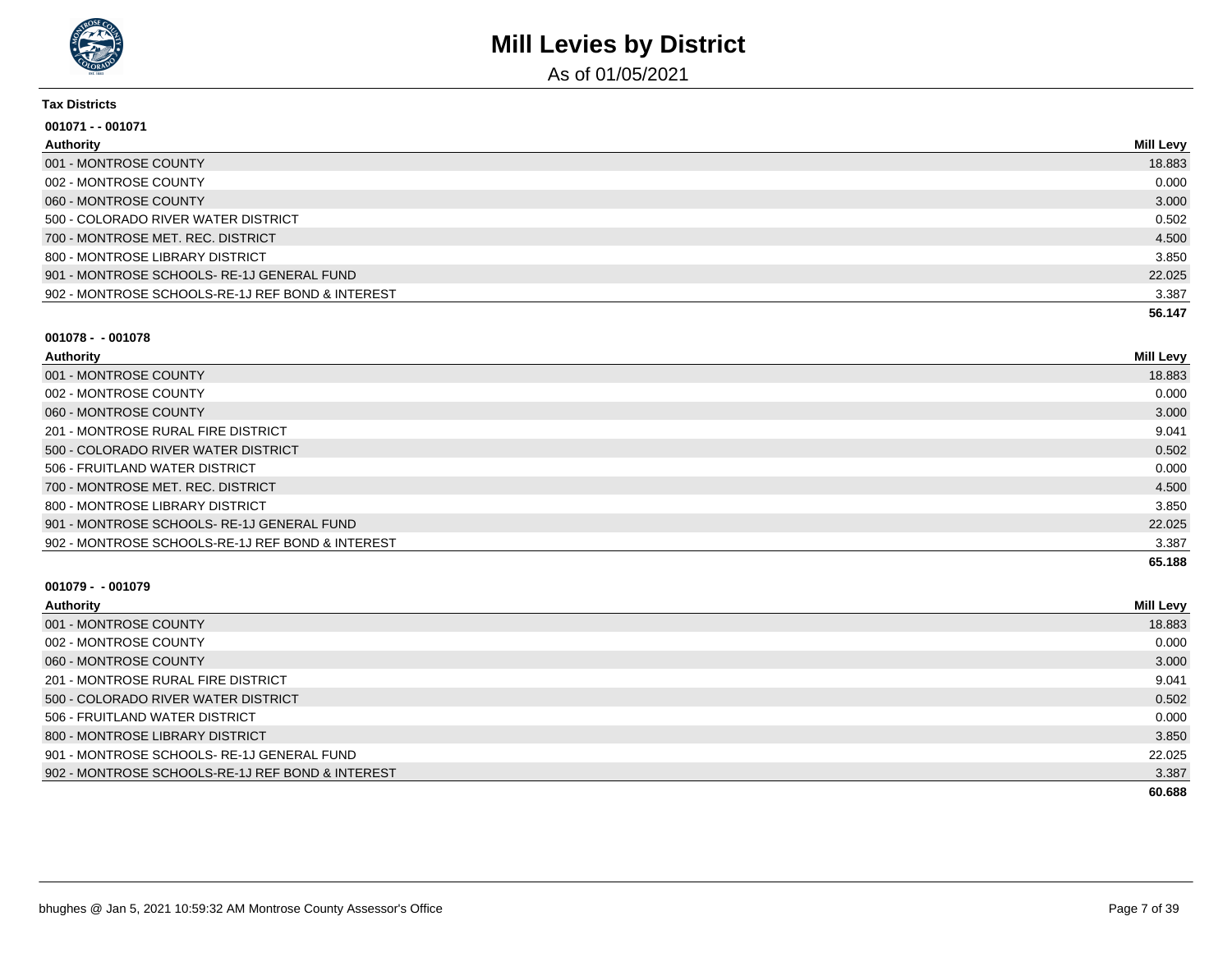# Mill Levies by District

As of 01/05/2021

**Tax Districts**

**001071 - - 001071**

| Authority | Mill Levy |
|---|---|
| 001 - MONTROSE COUNTY | 18.883 |
| 002 - MONTROSE COUNTY | 0.000 |
| 060 - MONTROSE COUNTY | 3.000 |
| 500 - COLORADO RIVER WATER DISTRICT | 0.502 |
| 700 - MONTROSE MET. REC. DISTRICT | 4.500 |
| 800 - MONTROSE LIBRARY DISTRICT | 3.850 |
| 901 - MONTROSE SCHOOLS- RE-1J GENERAL FUND | 22.025 |
| 902 - MONTROSE SCHOOLS-RE-1J REF BOND & INTEREST | 3.387 |
| | **56.147** |

**001078 - - 001078**

| Authority | Mill Levy |
|---|---|
| 001 - MONTROSE COUNTY | 18.883 |
| 002 - MONTROSE COUNTY | 0.000 |
| 060 - MONTROSE COUNTY | 3.000 |
| 201 - MONTROSE RURAL FIRE DISTRICT | 9.041 |
| 500 - COLORADO RIVER WATER DISTRICT | 0.502 |
| 506 - FRUITLAND WATER DISTRICT | 0.000 |
| 700 - MONTROSE MET. REC. DISTRICT | 4.500 |
| 800 - MONTROSE LIBRARY DISTRICT | 3.850 |
| 901 - MONTROSE SCHOOLS- RE-1J GENERAL FUND | 22.025 |
| 902 - MONTROSE SCHOOLS-RE-1J REF BOND & INTEREST | 3.387 |
| | **65.188** |

**001079 - - 001079**

| Authority | Mill Levy |
|---|---|
| 001 - MONTROSE COUNTY | 18.883 |
| 002 - MONTROSE COUNTY | 0.000 |
| 060 - MONTROSE COUNTY | 3.000 |
| 201 - MONTROSE RURAL FIRE DISTRICT | 9.041 |
| 500 - COLORADO RIVER WATER DISTRICT | 0.502 |
| 506 - FRUITLAND WATER DISTRICT | 0.000 |
| 800 - MONTROSE LIBRARY DISTRICT | 3.850 |
| 901 - MONTROSE SCHOOLS- RE-1J GENERAL FUND | 22.025 |
| 902 - MONTROSE SCHOOLS-RE-1J REF BOND & INTEREST | 3.387 |
| | **60.688** |

bhughes @ Jan 5, 2021 10:59:32 AM Montrose County Assessor's Office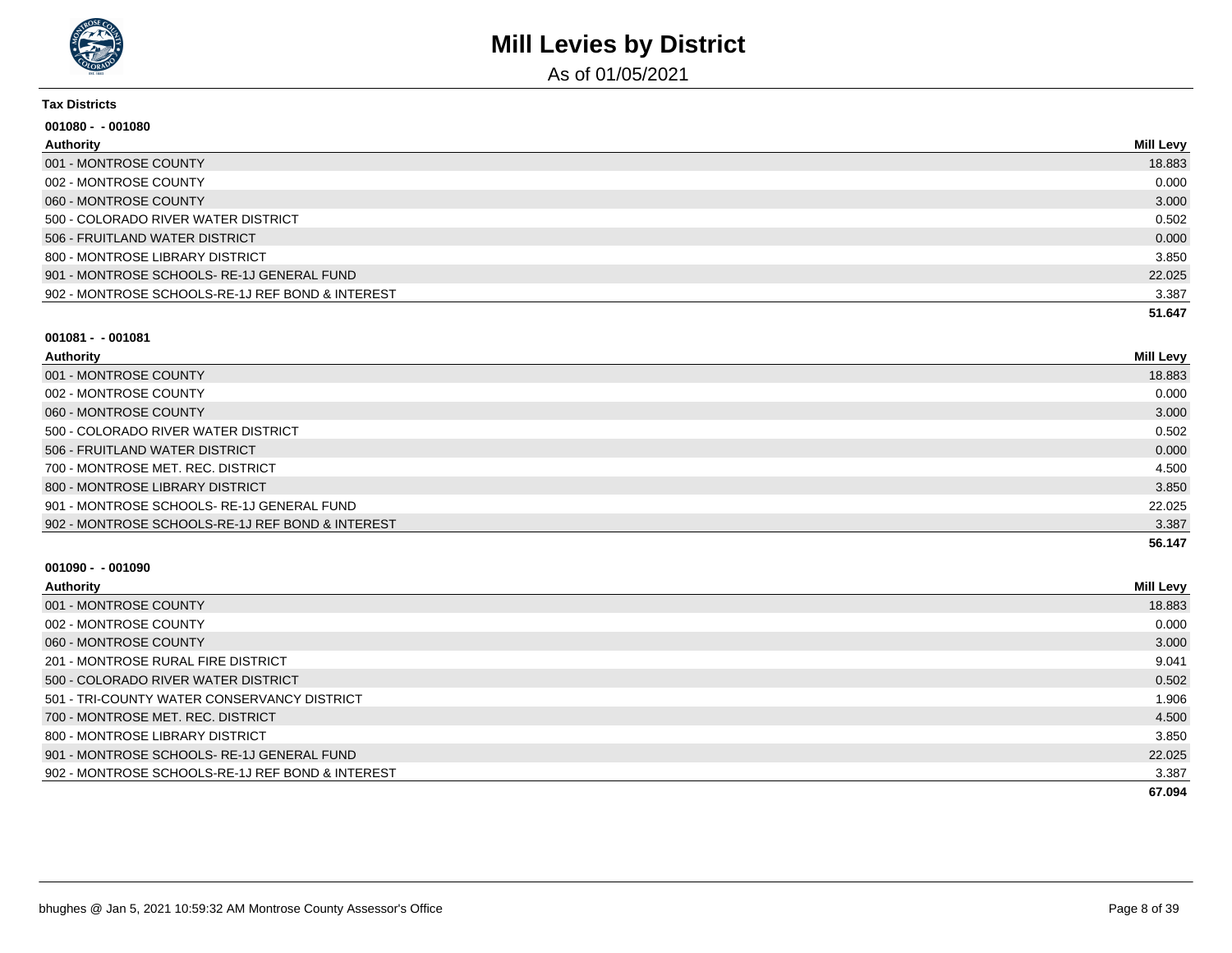# Mill Levies by District

As of 01/05/2021

**Tax Districts**

**001080 - - 001080**

| Authority | Mill Levy |
|---|---|
| 001 - MONTROSE COUNTY | 18.883 |
| 002 - MONTROSE COUNTY | 0.000 |
| 060 - MONTROSE COUNTY | 3.000 |
| 500 - COLORADO RIVER WATER DISTRICT | 0.502 |
| 506 - FRUITLAND WATER DISTRICT | 0.000 |
| 800 - MONTROSE LIBRARY DISTRICT | 3.850 |
| 901 - MONTROSE SCHOOLS- RE-1J GENERAL FUND | 22.025 |
| 902 - MONTROSE SCHOOLS-RE-1J REF BOND & INTEREST | 3.387 |
| | **51.647** |

**001081 - - 001081**

| Authority | Mill Levy |
|---|---|
| 001 - MONTROSE COUNTY | 18.883 |
| 002 - MONTROSE COUNTY | 0.000 |
| 060 - MONTROSE COUNTY | 3.000 |
| 500 - COLORADO RIVER WATER DISTRICT | 0.502 |
| 506 - FRUITLAND WATER DISTRICT | 0.000 |
| 700 - MONTROSE MET. REC. DISTRICT | 4.500 |
| 800 - MONTROSE LIBRARY DISTRICT | 3.850 |
| 901 - MONTROSE SCHOOLS- RE-1J GENERAL FUND | 22.025 |
| 902 - MONTROSE SCHOOLS-RE-1J REF BOND & INTEREST | 3.387 |
| | **56.147** |

**001090 - - 001090**

| Authority | Mill Levy |
|---|---|
| 001 - MONTROSE COUNTY | 18.883 |
| 002 - MONTROSE COUNTY | 0.000 |
| 060 - MONTROSE COUNTY | 3.000 |
| 201 - MONTROSE RURAL FIRE DISTRICT | 9.041 |
| 500 - COLORADO RIVER WATER DISTRICT | 0.502 |
| 501 - TRI-COUNTY WATER CONSERVANCY DISTRICT | 1.906 |
| 700 - MONTROSE MET. REC. DISTRICT | 4.500 |
| 800 - MONTROSE LIBRARY DISTRICT | 3.850 |
| 901 - MONTROSE SCHOOLS- RE-1J GENERAL FUND | 22.025 |
| 902 - MONTROSE SCHOOLS-RE-1J REF BOND & INTEREST | 3.387 |
| | **67.094** |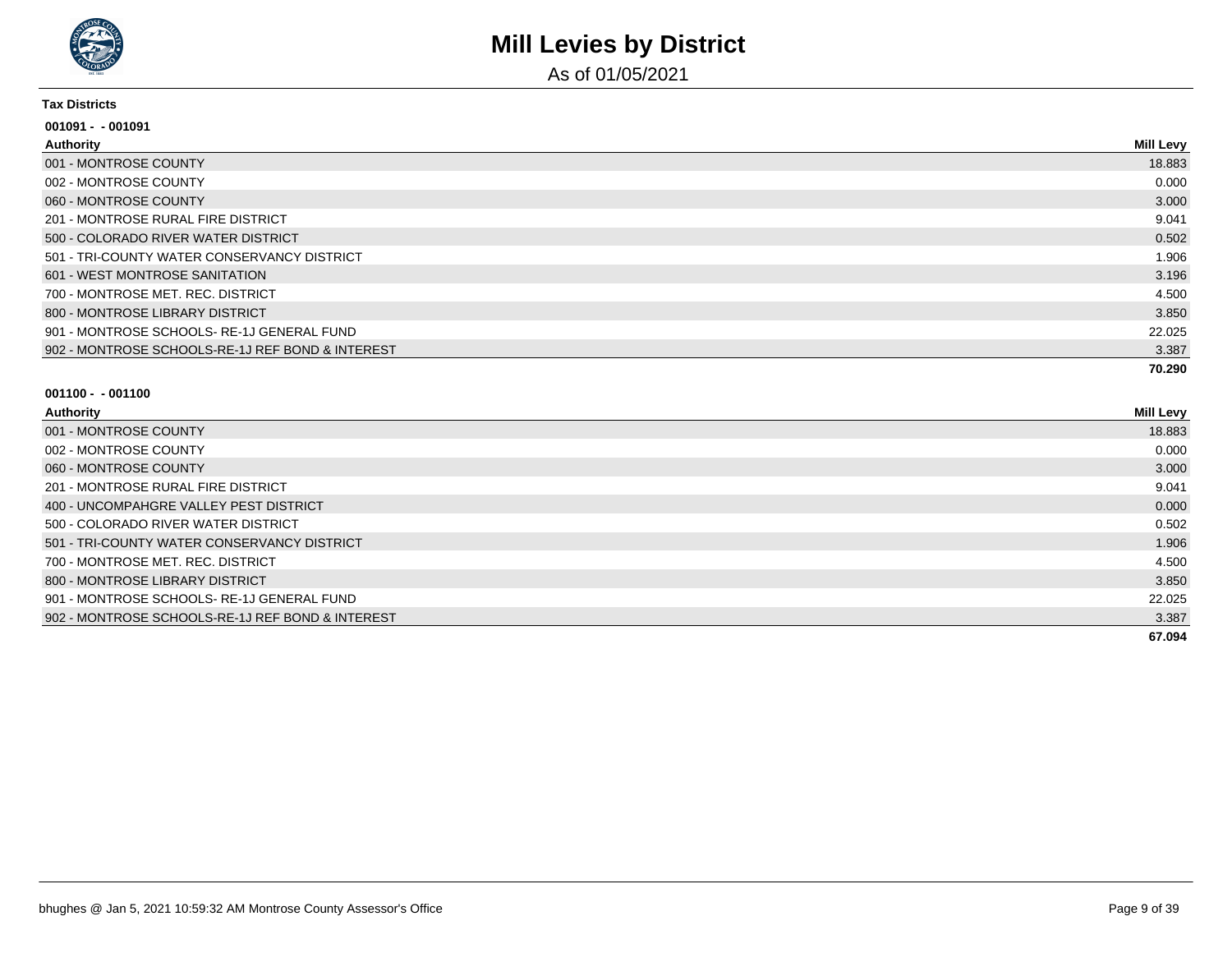# Mill Levies by District

As of 01/05/2021

**Tax Districts**

**001091 - - 001091**

| Authority | Mill Levy |
|---|---|
| 001 - MONTROSE COUNTY | 18.883 |
| 002 - MONTROSE COUNTY | 0.000 |
| 060 - MONTROSE COUNTY | 3.000 |
| 201 - MONTROSE RURAL FIRE DISTRICT | 9.041 |
| 500 - COLORADO RIVER WATER DISTRICT | 0.502 |
| 501 - TRI-COUNTY WATER CONSERVANCY DISTRICT | 1.906 |
| 601 - WEST MONTROSE SANITATION | 3.196 |
| 700 - MONTROSE MET. REC. DISTRICT | 4.500 |
| 800 - MONTROSE LIBRARY DISTRICT | 3.850 |
| 901 - MONTROSE SCHOOLS- RE-1J GENERAL FUND | 22.025 |
| 902 - MONTROSE SCHOOLS-RE-1J REF BOND & INTEREST | 3.387 |
| | **70.290** |

**001100 - - 001100**

| Authority | Mill Levy |
|---|---|
| 001 - MONTROSE COUNTY | 18.883 |
| 002 - MONTROSE COUNTY | 0.000 |
| 060 - MONTROSE COUNTY | 3.000 |
| 201 - MONTROSE RURAL FIRE DISTRICT | 9.041 |
| 400 - UNCOMPAHGRE VALLEY PEST DISTRICT | 0.000 |
| 500 - COLORADO RIVER WATER DISTRICT | 0.502 |
| 501 - TRI-COUNTY WATER CONSERVANCY DISTRICT | 1.906 |
| 700 - MONTROSE MET. REC. DISTRICT | 4.500 |
| 800 - MONTROSE LIBRARY DISTRICT | 3.850 |
| 901 - MONTROSE SCHOOLS- RE-1J GENERAL FUND | 22.025 |
| 902 - MONTROSE SCHOOLS-RE-1J REF BOND & INTEREST | 3.387 |
| | **67.094** |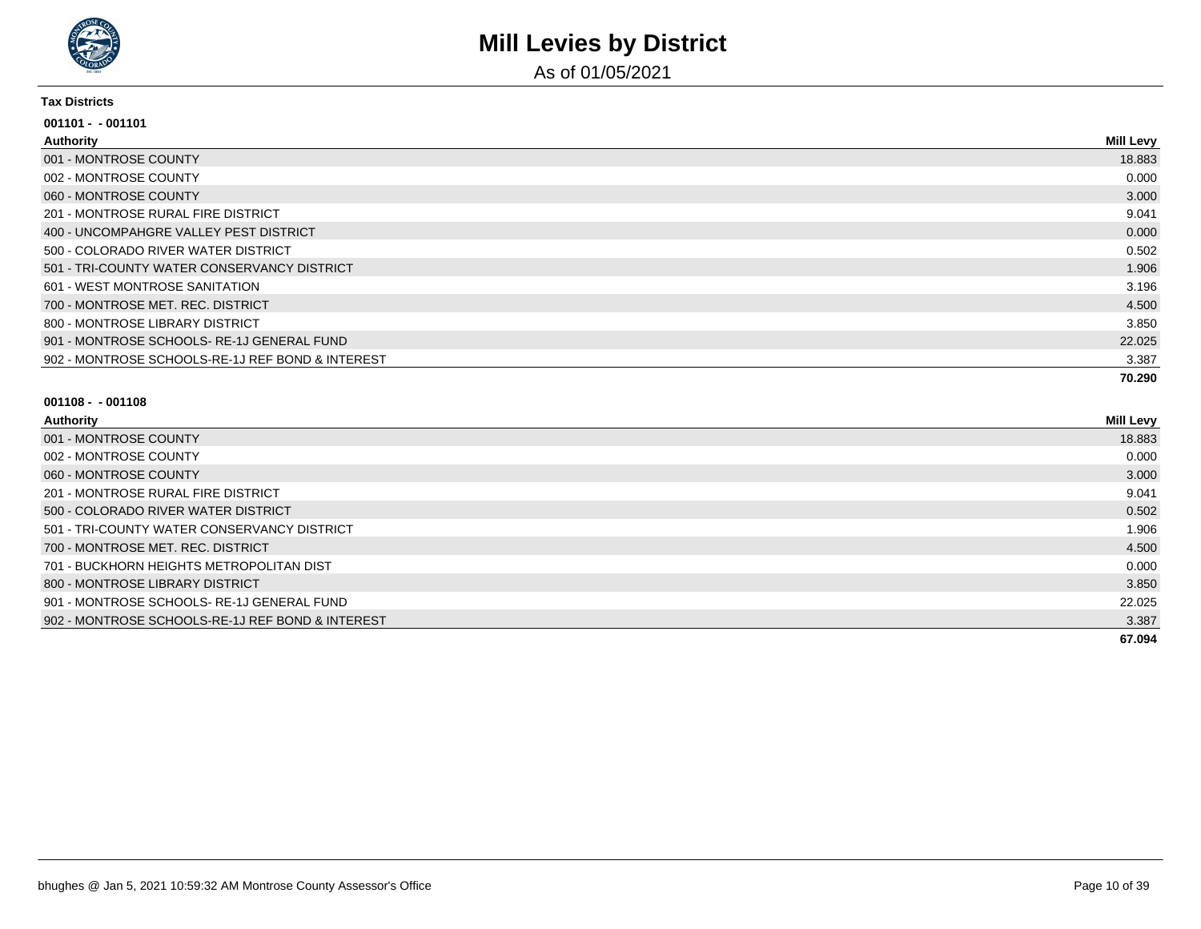# Mill Levies by District

As of 01/05/2021

**Tax Districts**

**001101 - - 001101**

| Authority | Mill Levy |
|---|---|
| 001 - MONTROSE COUNTY | 18.883 |
| 002 - MONTROSE COUNTY | 0.000 |
| 060 - MONTROSE COUNTY | 3.000 |
| 201 - MONTROSE RURAL FIRE DISTRICT | 9.041 |
| 400 - UNCOMPAHGRE VALLEY PEST DISTRICT | 0.000 |
| 500 - COLORADO RIVER WATER DISTRICT | 0.502 |
| 501 - TRI-COUNTY WATER CONSERVANCY DISTRICT | 1.906 |
| 601 - WEST MONTROSE SANITATION | 3.196 |
| 700 - MONTROSE MET. REC. DISTRICT | 4.500 |
| 800 - MONTROSE LIBRARY DISTRICT | 3.850 |
| 901 - MONTROSE SCHOOLS- RE-1J GENERAL FUND | 22.025 |
| 902 - MONTROSE SCHOOLS-RE-1J REF BOND & INTEREST | 3.387 |
| | **70.290** |

**001108 - - 001108**

| Authority | Mill Levy |
|---|---|
| 001 - MONTROSE COUNTY | 18.883 |
| 002 - MONTROSE COUNTY | 0.000 |
| 060 - MONTROSE COUNTY | 3.000 |
| 201 - MONTROSE RURAL FIRE DISTRICT | 9.041 |
| 500 - COLORADO RIVER WATER DISTRICT | 0.502 |
| 501 - TRI-COUNTY WATER CONSERVANCY DISTRICT | 1.906 |
| 700 - MONTROSE MET. REC. DISTRICT | 4.500 |
| 701 - BUCKHORN HEIGHTS METROPOLITAN DIST | 0.000 |
| 800 - MONTROSE LIBRARY DISTRICT | 3.850 |
| 901 - MONTROSE SCHOOLS- RE-1J GENERAL FUND | 22.025 |
| 902 - MONTROSE SCHOOLS-RE-1J REF BOND & INTEREST | 3.387 |
| | **67.094** |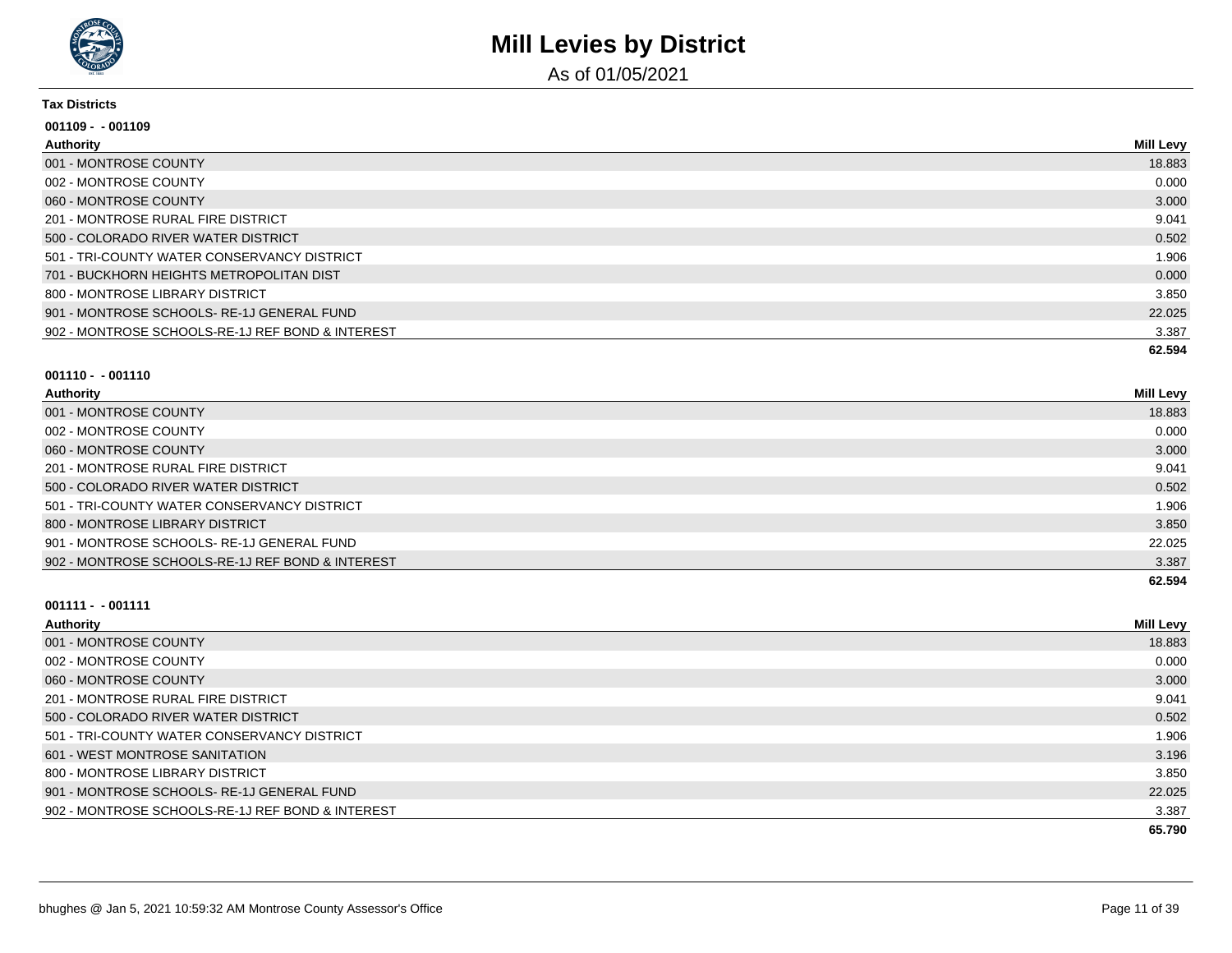# Mill Levies by District

As of 01/05/2021

**Tax Districts**

**001109 - - 001109**

| Authority | Mill Levy |
|---|---|
| 001 - MONTROSE COUNTY | 18.883 |
| 002 - MONTROSE COUNTY | 0.000 |
| 060 - MONTROSE COUNTY | 3.000 |
| 201 - MONTROSE RURAL FIRE DISTRICT | 9.041 |
| 500 - COLORADO RIVER WATER DISTRICT | 0.502 |
| 501 - TRI-COUNTY WATER CONSERVANCY DISTRICT | 1.906 |
| 701 - BUCKHORN HEIGHTS METROPOLITAN DIST | 0.000 |
| 800 - MONTROSE LIBRARY DISTRICT | 3.850 |
| 901 - MONTROSE SCHOOLS- RE-1J GENERAL FUND | 22.025 |
| 902 - MONTROSE SCHOOLS-RE-1J REF BOND & INTEREST | 3.387 |
| | **62.594** |

**001110 - - 001110**

| Authority | Mill Levy |
|---|---|
| 001 - MONTROSE COUNTY | 18.883 |
| 002 - MONTROSE COUNTY | 0.000 |
| 060 - MONTROSE COUNTY | 3.000 |
| 201 - MONTROSE RURAL FIRE DISTRICT | 9.041 |
| 500 - COLORADO RIVER WATER DISTRICT | 0.502 |
| 501 - TRI-COUNTY WATER CONSERVANCY DISTRICT | 1.906 |
| 800 - MONTROSE LIBRARY DISTRICT | 3.850 |
| 901 - MONTROSE SCHOOLS- RE-1J GENERAL FUND | 22.025 |
| 902 - MONTROSE SCHOOLS-RE-1J REF BOND & INTEREST | 3.387 |
| | **62.594** |

**001111 - - 001111**

| Authority | Mill Levy |
|---|---|
| 001 - MONTROSE COUNTY | 18.883 |
| 002 - MONTROSE COUNTY | 0.000 |
| 060 - MONTROSE COUNTY | 3.000 |
| 201 - MONTROSE RURAL FIRE DISTRICT | 9.041 |
| 500 - COLORADO RIVER WATER DISTRICT | 0.502 |
| 501 - TRI-COUNTY WATER CONSERVANCY DISTRICT | 1.906 |
| 601 - WEST MONTROSE SANITATION | 3.196 |
| 800 - MONTROSE LIBRARY DISTRICT | 3.850 |
| 901 - MONTROSE SCHOOLS- RE-1J GENERAL FUND | 22.025 |
| 902 - MONTROSE SCHOOLS-RE-1J REF BOND & INTEREST | 3.387 |
| | **65.790** |

bhughes @ Jan 5, 2021 10:59:32 AM Montrose County Assessor's Office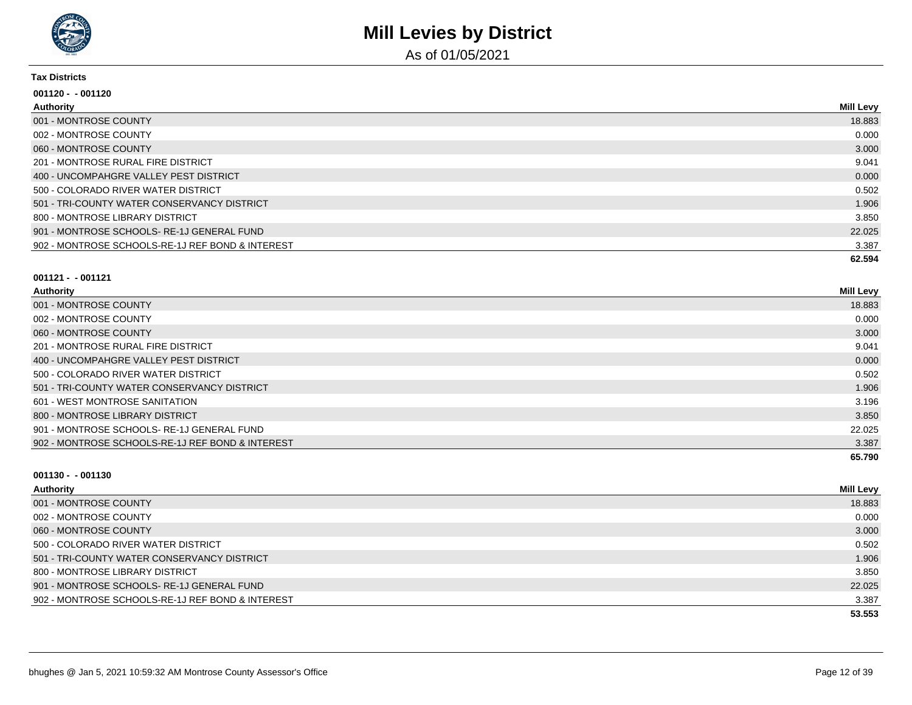# Mill Levies by District

As of 01/05/2021

**Tax Districts**

**001120 - - 001120**

| Authority | Mill Levy |
|---|---|
| 001 - MONTROSE COUNTY | 18.883 |
| 002 - MONTROSE COUNTY | 0.000 |
| 060 - MONTROSE COUNTY | 3.000 |
| 201 - MONTROSE RURAL FIRE DISTRICT | 9.041 |
| 400 - UNCOMPAHGRE VALLEY PEST DISTRICT | 0.000 |
| 500 - COLORADO RIVER WATER DISTRICT | 0.502 |
| 501 - TRI-COUNTY WATER CONSERVANCY DISTRICT | 1.906 |
| 800 - MONTROSE LIBRARY DISTRICT | 3.850 |
| 901 - MONTROSE SCHOOLS- RE-1J GENERAL FUND | 22.025 |
| 902 - MONTROSE SCHOOLS-RE-1J REF BOND & INTEREST | 3.387 |
| | **62.594** |

**001121 - - 001121**

| Authority | Mill Levy |
|---|---|
| 001 - MONTROSE COUNTY | 18.883 |
| 002 - MONTROSE COUNTY | 0.000 |
| 060 - MONTROSE COUNTY | 3.000 |
| 201 - MONTROSE RURAL FIRE DISTRICT | 9.041 |
| 400 - UNCOMPAHGRE VALLEY PEST DISTRICT | 0.000 |
| 500 - COLORADO RIVER WATER DISTRICT | 0.502 |
| 501 - TRI-COUNTY WATER CONSERVANCY DISTRICT | 1.906 |
| 601 - WEST MONTROSE SANITATION | 3.196 |
| 800 - MONTROSE LIBRARY DISTRICT | 3.850 |
| 901 - MONTROSE SCHOOLS- RE-1J GENERAL FUND | 22.025 |
| 902 - MONTROSE SCHOOLS-RE-1J REF BOND & INTEREST | 3.387 |
| | **65.790** |

**001130 - - 001130**

| Authority | Mill Levy |
|---|---|
| 001 - MONTROSE COUNTY | 18.883 |
| 002 - MONTROSE COUNTY | 0.000 |
| 060 - MONTROSE COUNTY | 3.000 |
| 500 - COLORADO RIVER WATER DISTRICT | 0.502 |
| 501 - TRI-COUNTY WATER CONSERVANCY DISTRICT | 1.906 |
| 800 - MONTROSE LIBRARY DISTRICT | 3.850 |
| 901 - MONTROSE SCHOOLS- RE-1J GENERAL FUND | 22.025 |
| 902 - MONTROSE SCHOOLS-RE-1J REF BOND & INTEREST | 3.387 |
| | **53.553** |

bhughes @ Jan 5, 2021 10:59:32 AM Montrose County Assessor's Office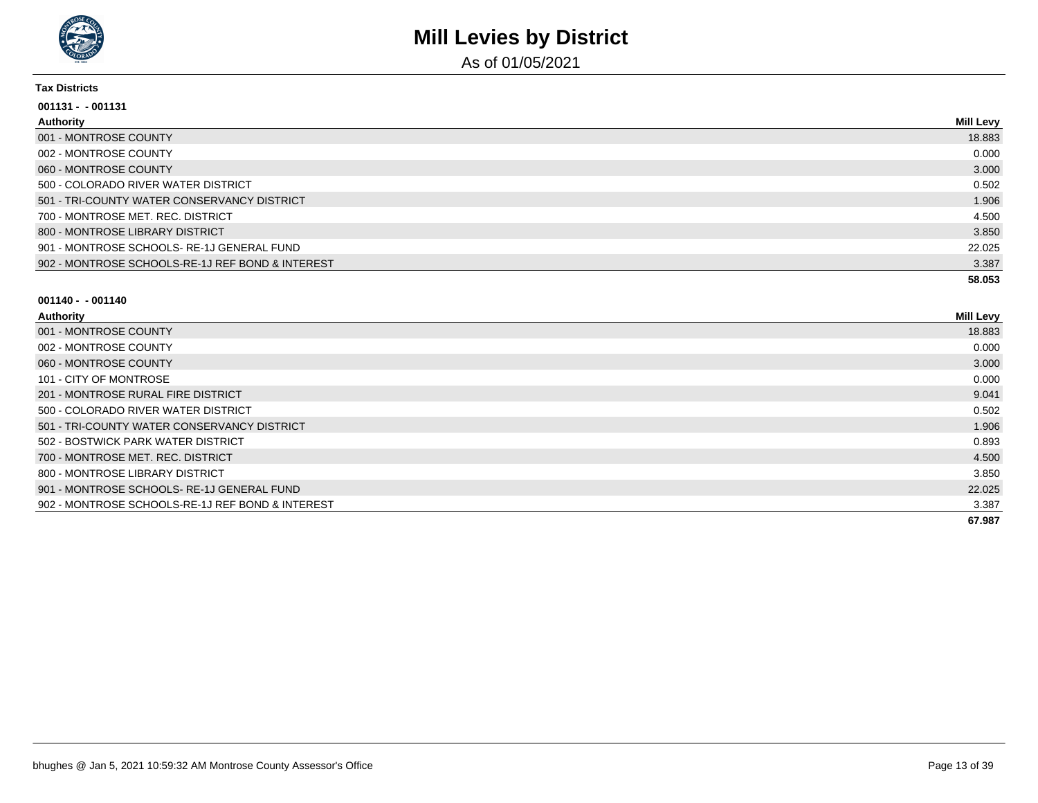# Mill Levies by District

As of 01/05/2021

**Tax Districts**

**001131 - - 001131**

| Authority | Mill Levy |
|---|---|
| 001 - MONTROSE COUNTY | 18.883 |
| 002 - MONTROSE COUNTY | 0.000 |
| 060 - MONTROSE COUNTY | 3.000 |
| 500 - COLORADO RIVER WATER DISTRICT | 0.502 |
| 501 - TRI-COUNTY WATER CONSERVANCY DISTRICT | 1.906 |
| 700 - MONTROSE MET. REC. DISTRICT | 4.500 |
| 800 - MONTROSE LIBRARY DISTRICT | 3.850 |
| 901 - MONTROSE SCHOOLS- RE-1J GENERAL FUND | 22.025 |
| 902 - MONTROSE SCHOOLS-RE-1J REF BOND & INTEREST | 3.387 |
| | **58.053** |

**001140 - - 001140**

| Authority | Mill Levy |
|---|---|
| 001 - MONTROSE COUNTY | 18.883 |
| 002 - MONTROSE COUNTY | 0.000 |
| 060 - MONTROSE COUNTY | 3.000 |
| 101 - CITY OF MONTROSE | 0.000 |
| 201 - MONTROSE RURAL FIRE DISTRICT | 9.041 |
| 500 - COLORADO RIVER WATER DISTRICT | 0.502 |
| 501 - TRI-COUNTY WATER CONSERVANCY DISTRICT | 1.906 |
| 502 - BOSTWICK PARK WATER DISTRICT | 0.893 |
| 700 - MONTROSE MET. REC. DISTRICT | 4.500 |
| 800 - MONTROSE LIBRARY DISTRICT | 3.850 |
| 901 - MONTROSE SCHOOLS- RE-1J GENERAL FUND | 22.025 |
| 902 - MONTROSE SCHOOLS-RE-1J REF BOND & INTEREST | 3.387 |
| | **67.987** |

bhughes @ Jan 5, 2021 10:59:32 AM Montrose County Assessor's Office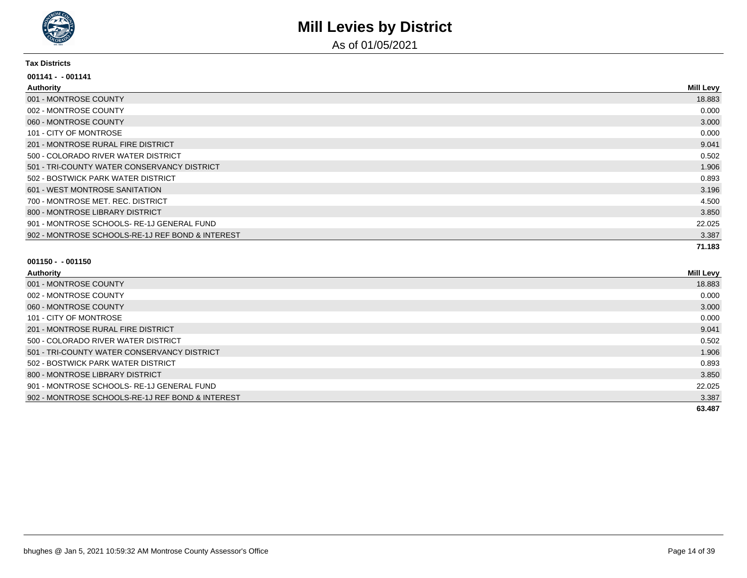# Mill Levies by District

As of 01/05/2021

**Tax Districts**

**001141 - - 001141**

| Authority | Mill Levy |
| --- | --- |
| 001 - MONTROSE COUNTY | 18.883 |
| 002 - MONTROSE COUNTY | 0.000 |
| 060 - MONTROSE COUNTY | 3.000 |
| 101 - CITY OF MONTROSE | 0.000 |
| 201 - MONTROSE RURAL FIRE DISTRICT | 9.041 |
| 500 - COLORADO RIVER WATER DISTRICT | 0.502 |
| 501 - TRI-COUNTY WATER CONSERVANCY DISTRICT | 1.906 |
| 502 - BOSTWICK PARK WATER DISTRICT | 0.893 |
| 601 - WEST MONTROSE SANITATION | 3.196 |
| 700 - MONTROSE MET. REC. DISTRICT | 4.500 |
| 800 - MONTROSE LIBRARY DISTRICT | 3.850 |
| 901 - MONTROSE SCHOOLS- RE-1J GENERAL FUND | 22.025 |
| 902 - MONTROSE SCHOOLS-RE-1J REF BOND & INTEREST | 3.387 |
| | **71.183** |

**001150 - - 001150**

| Authority | Mill Levy |
| --- | --- |
| 001 - MONTROSE COUNTY | 18.883 |
| 002 - MONTROSE COUNTY | 0.000 |
| 060 - MONTROSE COUNTY | 3.000 |
| 101 - CITY OF MONTROSE | 0.000 |
| 201 - MONTROSE RURAL FIRE DISTRICT | 9.041 |
| 500 - COLORADO RIVER WATER DISTRICT | 0.502 |
| 501 - TRI-COUNTY WATER CONSERVANCY DISTRICT | 1.906 |
| 502 - BOSTWICK PARK WATER DISTRICT | 0.893 |
| 800 - MONTROSE LIBRARY DISTRICT | 3.850 |
| 901 - MONTROSE SCHOOLS- RE-1J GENERAL FUND | 22.025 |
| 902 - MONTROSE SCHOOLS-RE-1J REF BOND & INTEREST | 3.387 |
| | **63.487** |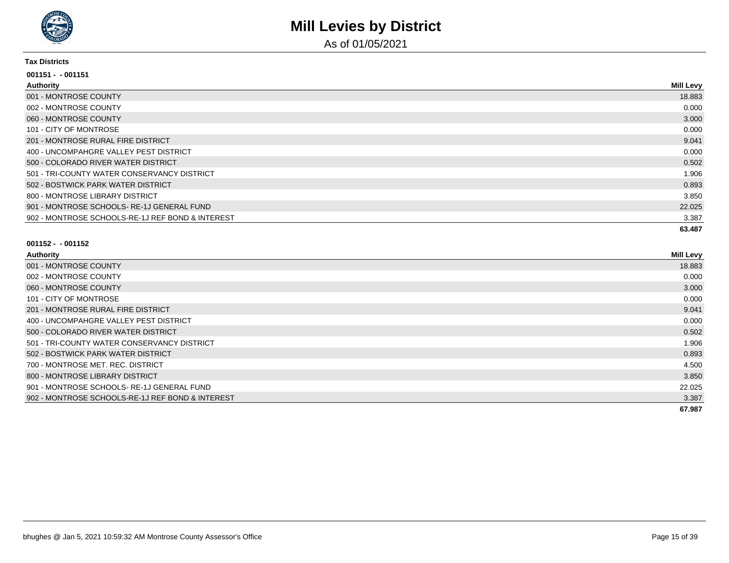# Mill Levies by District

As of 01/05/2021

**Tax Districts**

**001151 - - 001151**

| Authority | Mill Levy |
|---|---|
| 001 - MONTROSE COUNTY | 18.883 |
| 002 - MONTROSE COUNTY | 0.000 |
| 060 - MONTROSE COUNTY | 3.000 |
| 101 - CITY OF MONTROSE | 0.000 |
| 201 - MONTROSE RURAL FIRE DISTRICT | 9.041 |
| 400 - UNCOMPAHGRE VALLEY PEST DISTRICT | 0.000 |
| 500 - COLORADO RIVER WATER DISTRICT | 0.502 |
| 501 - TRI-COUNTY WATER CONSERVANCY DISTRICT | 1.906 |
| 502 - BOSTWICK PARK WATER DISTRICT | 0.893 |
| 800 - MONTROSE LIBRARY DISTRICT | 3.850 |
| 901 - MONTROSE SCHOOLS- RE-1J GENERAL FUND | 22.025 |
| 902 - MONTROSE SCHOOLS-RE-1J REF BOND & INTEREST | 3.387 |
| | **63.487** |

**001152 - - 001152**

| Authority | Mill Levy |
|---|---|
| 001 - MONTROSE COUNTY | 18.883 |
| 002 - MONTROSE COUNTY | 0.000 |
| 060 - MONTROSE COUNTY | 3.000 |
| 101 - CITY OF MONTROSE | 0.000 |
| 201 - MONTROSE RURAL FIRE DISTRICT | 9.041 |
| 400 - UNCOMPAHGRE VALLEY PEST DISTRICT | 0.000 |
| 500 - COLORADO RIVER WATER DISTRICT | 0.502 |
| 501 - TRI-COUNTY WATER CONSERVANCY DISTRICT | 1.906 |
| 502 - BOSTWICK PARK WATER DISTRICT | 0.893 |
| 700 - MONTROSE MET. REC. DISTRICT | 4.500 |
| 800 - MONTROSE LIBRARY DISTRICT | 3.850 |
| 901 - MONTROSE SCHOOLS- RE-1J GENERAL FUND | 22.025 |
| 902 - MONTROSE SCHOOLS-RE-1J REF BOND & INTEREST | 3.387 |
| | **67.987** |

bhughes @ Jan 5, 2021 10:59:32 AM Montrose County Assessor's Office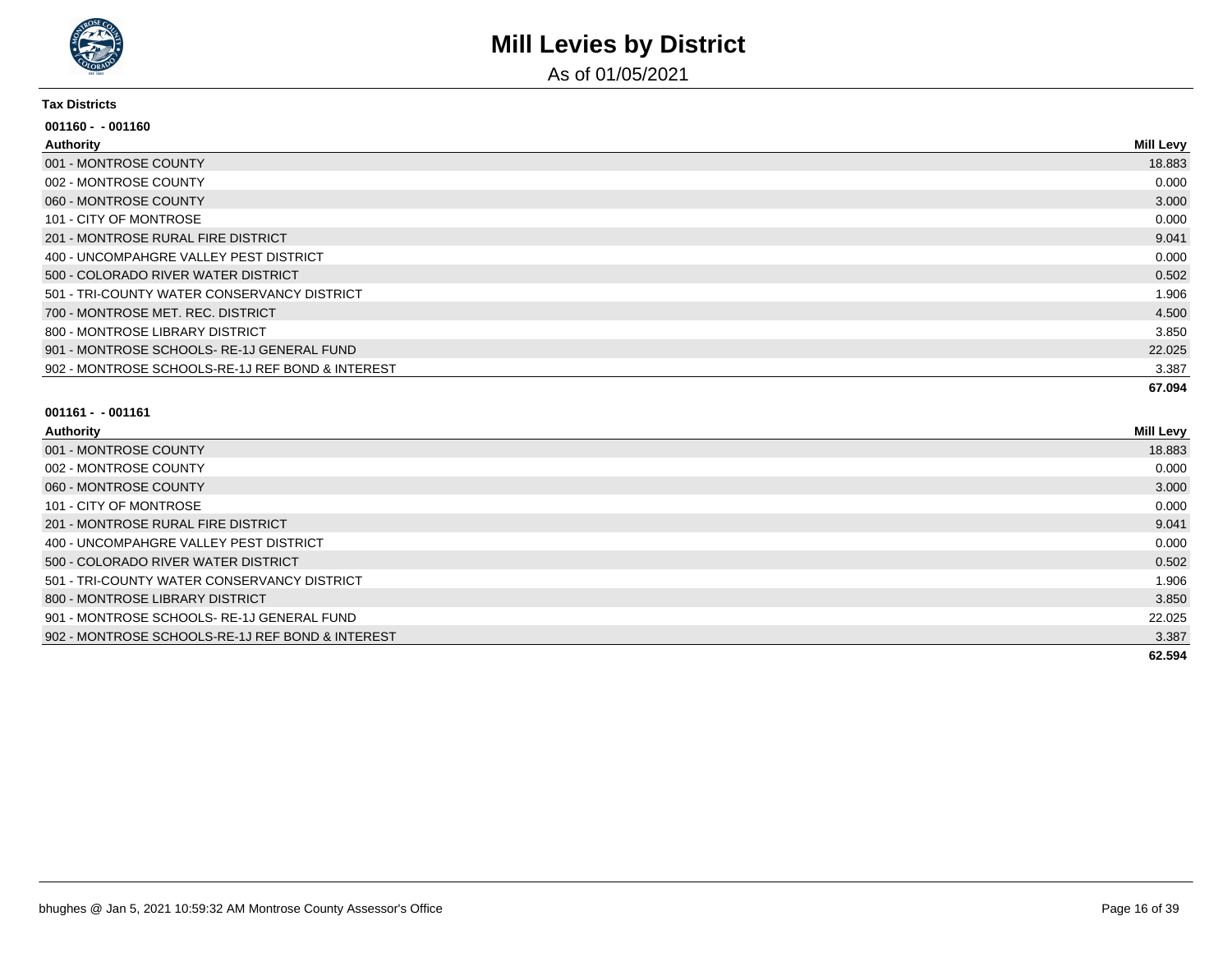# Mill Levies by District

As of 01/05/2021

**Tax Districts**

**001160 - - 001160**

| Authority | Mill Levy |
|---|---|
| 001 - MONTROSE COUNTY | 18.883 |
| 002 - MONTROSE COUNTY | 0.000 |
| 060 - MONTROSE COUNTY | 3.000 |
| 101 - CITY OF MONTROSE | 0.000 |
| 201 - MONTROSE RURAL FIRE DISTRICT | 9.041 |
| 400 - UNCOMPAHGRE VALLEY PEST DISTRICT | 0.000 |
| 500 - COLORADO RIVER WATER DISTRICT | 0.502 |
| 501 - TRI-COUNTY WATER CONSERVANCY DISTRICT | 1.906 |
| 700 - MONTROSE MET. REC. DISTRICT | 4.500 |
| 800 - MONTROSE LIBRARY DISTRICT | 3.850 |
| 901 - MONTROSE SCHOOLS- RE-1J GENERAL FUND | 22.025 |
| 902 - MONTROSE SCHOOLS-RE-1J REF BOND & INTEREST | 3.387 |
| | **67.094** |

**001161 - - 001161**

| Authority | Mill Levy |
|---|---|
| 001 - MONTROSE COUNTY | 18.883 |
| 002 - MONTROSE COUNTY | 0.000 |
| 060 - MONTROSE COUNTY | 3.000 |
| 101 - CITY OF MONTROSE | 0.000 |
| 201 - MONTROSE RURAL FIRE DISTRICT | 9.041 |
| 400 - UNCOMPAHGRE VALLEY PEST DISTRICT | 0.000 |
| 500 - COLORADO RIVER WATER DISTRICT | 0.502 |
| 501 - TRI-COUNTY WATER CONSERVANCY DISTRICT | 1.906 |
| 800 - MONTROSE LIBRARY DISTRICT | 3.850 |
| 901 - MONTROSE SCHOOLS- RE-1J GENERAL FUND | 22.025 |
| 902 - MONTROSE SCHOOLS-RE-1J REF BOND & INTEREST | 3.387 |
| | **62.594** |

bhughes @ Jan 5, 2021 10:59:32 AM Montrose County Assessor's Office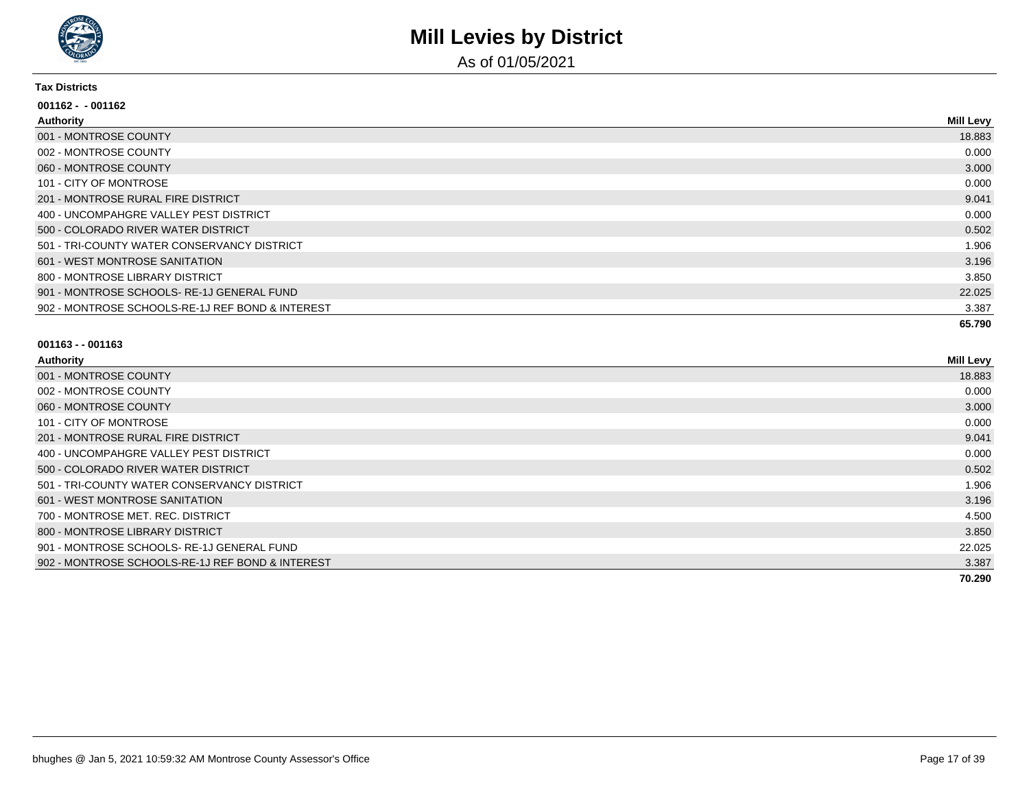# Mill Levies by District

As of 01/05/2021

**Tax Districts**

**001162 - - 001162**

| Authority | Mill Levy |
| --- | --- |
| 001 - MONTROSE COUNTY | 18.883 |
| 002 - MONTROSE COUNTY | 0.000 |
| 060 - MONTROSE COUNTY | 3.000 |
| 101 - CITY OF MONTROSE | 0.000 |
| 201 - MONTROSE RURAL FIRE DISTRICT | 9.041 |
| 400 - UNCOMPAHGRE VALLEY PEST DISTRICT | 0.000 |
| 500 - COLORADO RIVER WATER DISTRICT | 0.502 |
| 501 - TRI-COUNTY WATER CONSERVANCY DISTRICT | 1.906 |
| 601 - WEST MONTROSE SANITATION | 3.196 |
| 800 - MONTROSE LIBRARY DISTRICT | 3.850 |
| 901 - MONTROSE SCHOOLS- RE-1J GENERAL FUND | 22.025 |
| 902 - MONTROSE SCHOOLS-RE-1J REF BOND & INTEREST | 3.387 |
| | **65.790** |

**001163 - - 001163**

| Authority | Mill Levy |
| --- | --- |
| 001 - MONTROSE COUNTY | 18.883 |
| 002 - MONTROSE COUNTY | 0.000 |
| 060 - MONTROSE COUNTY | 3.000 |
| 101 - CITY OF MONTROSE | 0.000 |
| 201 - MONTROSE RURAL FIRE DISTRICT | 9.041 |
| 400 - UNCOMPAHGRE VALLEY PEST DISTRICT | 0.000 |
| 500 - COLORADO RIVER WATER DISTRICT | 0.502 |
| 501 - TRI-COUNTY WATER CONSERVANCY DISTRICT | 1.906 |
| 601 - WEST MONTROSE SANITATION | 3.196 |
| 700 - MONTROSE MET. REC. DISTRICT | 4.500 |
| 800 - MONTROSE LIBRARY DISTRICT | 3.850 |
| 901 - MONTROSE SCHOOLS- RE-1J GENERAL FUND | 22.025 |
| 902 - MONTROSE SCHOOLS-RE-1J REF BOND & INTEREST | 3.387 |
| | **70.290** |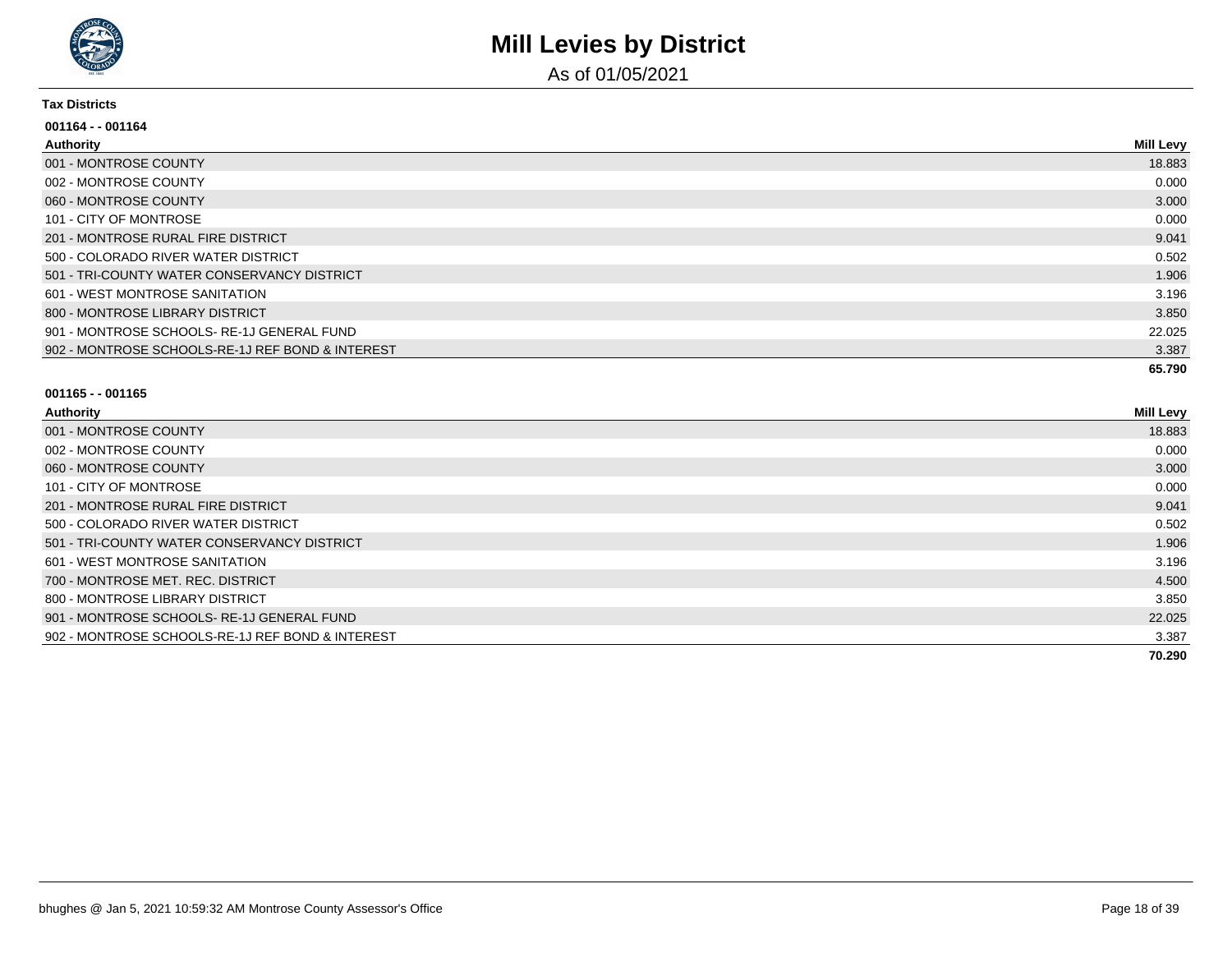# Mill Levies by District

As of 01/05/2021

**Tax Districts**

**001164 - - 001164**

| Authority | Mill Levy |
| --- | --- |
| 001 - MONTROSE COUNTY | 18.883 |
| 002 - MONTROSE COUNTY | 0.000 |
| 060 - MONTROSE COUNTY | 3.000 |
| 101 - CITY OF MONTROSE | 0.000 |
| 201 - MONTROSE RURAL FIRE DISTRICT | 9.041 |
| 500 - COLORADO RIVER WATER DISTRICT | 0.502 |
| 501 - TRI-COUNTY WATER CONSERVANCY DISTRICT | 1.906 |
| 601 - WEST MONTROSE SANITATION | 3.196 |
| 800 - MONTROSE LIBRARY DISTRICT | 3.850 |
| 901 - MONTROSE SCHOOLS- RE-1J GENERAL FUND | 22.025 |
| 902 - MONTROSE SCHOOLS-RE-1J REF BOND & INTEREST | 3.387 |
| | **65.790** |

**001165 - - 001165**

| Authority | Mill Levy |
| --- | --- |
| 001 - MONTROSE COUNTY | 18.883 |
| 002 - MONTROSE COUNTY | 0.000 |
| 060 - MONTROSE COUNTY | 3.000 |
| 101 - CITY OF MONTROSE | 0.000 |
| 201 - MONTROSE RURAL FIRE DISTRICT | 9.041 |
| 500 - COLORADO RIVER WATER DISTRICT | 0.502 |
| 501 - TRI-COUNTY WATER CONSERVANCY DISTRICT | 1.906 |
| 601 - WEST MONTROSE SANITATION | 3.196 |
| 700 - MONTROSE MET. REC. DISTRICT | 4.500 |
| 800 - MONTROSE LIBRARY DISTRICT | 3.850 |
| 901 - MONTROSE SCHOOLS- RE-1J GENERAL FUND | 22.025 |
| 902 - MONTROSE SCHOOLS-RE-1J REF BOND & INTEREST | 3.387 |
| | **70.290** |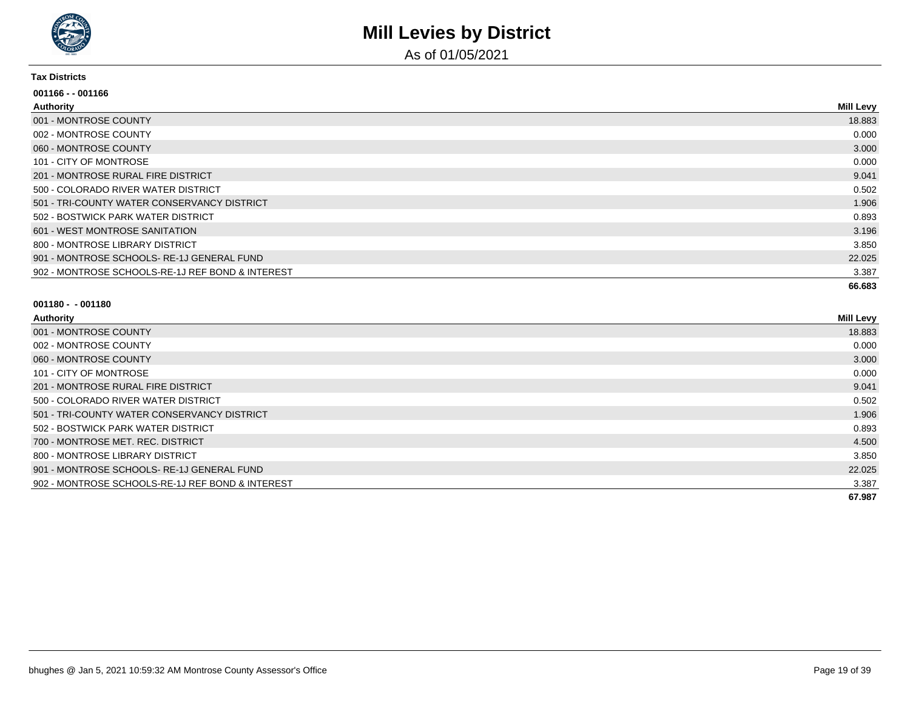# Mill Levies by District

As of 01/05/2021

**Tax Districts**

**001166 - - 001166**

| Authority | Mill Levy |
|---|---|
| 001 - MONTROSE COUNTY | 18.883 |
| 002 - MONTROSE COUNTY | 0.000 |
| 060 - MONTROSE COUNTY | 3.000 |
| 101 - CITY OF MONTROSE | 0.000 |
| 201 - MONTROSE RURAL FIRE DISTRICT | 9.041 |
| 500 - COLORADO RIVER WATER DISTRICT | 0.502 |
| 501 - TRI-COUNTY WATER CONSERVANCY DISTRICT | 1.906 |
| 502 - BOSTWICK PARK WATER DISTRICT | 0.893 |
| 601 - WEST MONTROSE SANITATION | 3.196 |
| 800 - MONTROSE LIBRARY DISTRICT | 3.850 |
| 901 - MONTROSE SCHOOLS- RE-1J GENERAL FUND | 22.025 |
| 902 - MONTROSE SCHOOLS-RE-1J REF BOND & INTEREST | 3.387 |
| | **66.683** |

**001180 - - 001180**

| Authority | Mill Levy |
|---|---|
| 001 - MONTROSE COUNTY | 18.883 |
| 002 - MONTROSE COUNTY | 0.000 |
| 060 - MONTROSE COUNTY | 3.000 |
| 101 - CITY OF MONTROSE | 0.000 |
| 201 - MONTROSE RURAL FIRE DISTRICT | 9.041 |
| 500 - COLORADO RIVER WATER DISTRICT | 0.502 |
| 501 - TRI-COUNTY WATER CONSERVANCY DISTRICT | 1.906 |
| 502 - BOSTWICK PARK WATER DISTRICT | 0.893 |
| 700 - MONTROSE MET. REC. DISTRICT | 4.500 |
| 800 - MONTROSE LIBRARY DISTRICT | 3.850 |
| 901 - MONTROSE SCHOOLS- RE-1J GENERAL FUND | 22.025 |
| 902 - MONTROSE SCHOOLS-RE-1J REF BOND & INTEREST | 3.387 |
| | **67.987** |

bhughes @ Jan 5, 2021 10:59:32 AM Montrose County Assessor's Office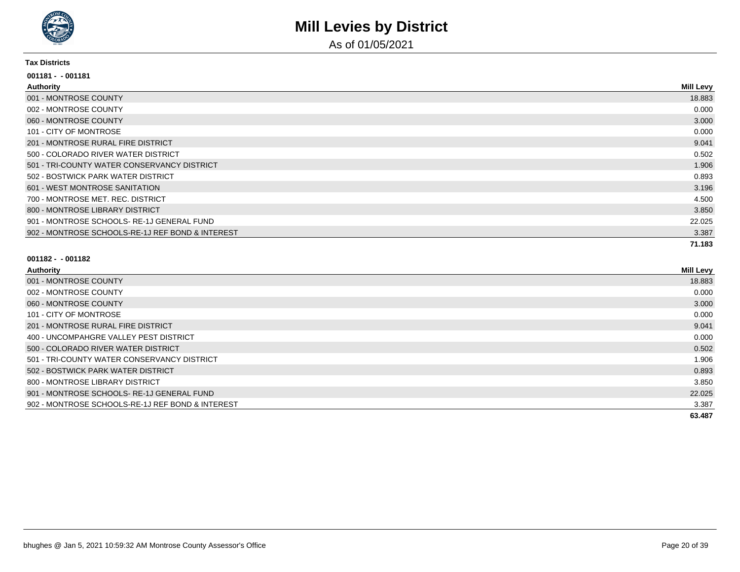# Mill Levies by District

As of 01/05/2021

**Tax Districts**

**001181 - - 001181**

| Authority | Mill Levy |
|---|---|
| 001 - MONTROSE COUNTY | 18.883 |
| 002 - MONTROSE COUNTY | 0.000 |
| 060 - MONTROSE COUNTY | 3.000 |
| 101 - CITY OF MONTROSE | 0.000 |
| 201 - MONTROSE RURAL FIRE DISTRICT | 9.041 |
| 500 - COLORADO RIVER WATER DISTRICT | 0.502 |
| 501 - TRI-COUNTY WATER CONSERVANCY DISTRICT | 1.906 |
| 502 - BOSTWICK PARK WATER DISTRICT | 0.893 |
| 601 - WEST MONTROSE SANITATION | 3.196 |
| 700 - MONTROSE MET. REC. DISTRICT | 4.500 |
| 800 - MONTROSE LIBRARY DISTRICT | 3.850 |
| 901 - MONTROSE SCHOOLS- RE-1J GENERAL FUND | 22.025 |
| 902 - MONTROSE SCHOOLS-RE-1J REF BOND & INTEREST | 3.387 |
| | **71.183** |

**001182 - - 001182**

| Authority | Mill Levy |
|---|---|
| 001 - MONTROSE COUNTY | 18.883 |
| 002 - MONTROSE COUNTY | 0.000 |
| 060 - MONTROSE COUNTY | 3.000 |
| 101 - CITY OF MONTROSE | 0.000 |
| 201 - MONTROSE RURAL FIRE DISTRICT | 9.041 |
| 400 - UNCOMPAHGRE VALLEY PEST DISTRICT | 0.000 |
| 500 - COLORADO RIVER WATER DISTRICT | 0.502 |
| 501 - TRI-COUNTY WATER CONSERVANCY DISTRICT | 1.906 |
| 502 - BOSTWICK PARK WATER DISTRICT | 0.893 |
| 800 - MONTROSE LIBRARY DISTRICT | 3.850 |
| 901 - MONTROSE SCHOOLS- RE-1J GENERAL FUND | 22.025 |
| 902 - MONTROSE SCHOOLS-RE-1J REF BOND & INTEREST | 3.387 |
| | **63.487** |

bhughes @ Jan 5, 2021 10:59:32 AM Montrose County Assessor's Office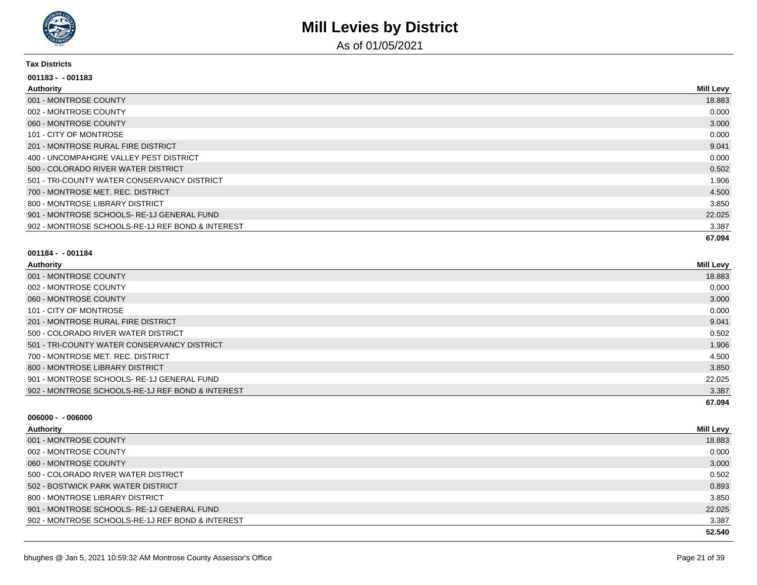# Mill Levies by District

As of 01/05/2021

**Tax Districts**

**001183 - - 001183**

| Authority | Mill Levy |
|---|---|
| 001 - MONTROSE COUNTY | 18.883 |
| 002 - MONTROSE COUNTY | 0.000 |
| 060 - MONTROSE COUNTY | 3.000 |
| 101 - CITY OF MONTROSE | 0.000 |
| 201 - MONTROSE RURAL FIRE DISTRICT | 9.041 |
| 400 - UNCOMPAHGRE VALLEY PEST DISTRICT | 0.000 |
| 500 - COLORADO RIVER WATER DISTRICT | 0.502 |
| 501 - TRI-COUNTY WATER CONSERVANCY DISTRICT | 1.906 |
| 700 - MONTROSE MET. REC. DISTRICT | 4.500 |
| 800 - MONTROSE LIBRARY DISTRICT | 3.850 |
| 901 - MONTROSE SCHOOLS- RE-1J GENERAL FUND | 22.025 |
| 902 - MONTROSE SCHOOLS-RE-1J REF BOND & INTEREST | 3.387 |
| | **67.094** |

**001184 - - 001184**

| Authority | Mill Levy |
|---|---|
| 001 - MONTROSE COUNTY | 18.883 |
| 002 - MONTROSE COUNTY | 0.000 |
| 060 - MONTROSE COUNTY | 3.000 |
| 101 - CITY OF MONTROSE | 0.000 |
| 201 - MONTROSE RURAL FIRE DISTRICT | 9.041 |
| 500 - COLORADO RIVER WATER DISTRICT | 0.502 |
| 501 - TRI-COUNTY WATER CONSERVANCY DISTRICT | 1.906 |
| 700 - MONTROSE MET. REC. DISTRICT | 4.500 |
| 800 - MONTROSE LIBRARY DISTRICT | 3.850 |
| 901 - MONTROSE SCHOOLS- RE-1J GENERAL FUND | 22.025 |
| 902 - MONTROSE SCHOOLS-RE-1J REF BOND & INTEREST | 3.387 |
| | **67.094** |

**006000 - - 006000**

| Authority | Mill Levy |
|---|---|
| 001 - MONTROSE COUNTY | 18.883 |
| 002 - MONTROSE COUNTY | 0.000 |
| 060 - MONTROSE COUNTY | 3.000 |
| 500 - COLORADO RIVER WATER DISTRICT | 0.502 |
| 502 - BOSTWICK PARK WATER DISTRICT | 0.893 |
| 800 - MONTROSE LIBRARY DISTRICT | 3.850 |
| 901 - MONTROSE SCHOOLS- RE-1J GENERAL FUND | 22.025 |
| 902 - MONTROSE SCHOOLS-RE-1J REF BOND & INTEREST | 3.387 |
| | **52.540** |

bhughes @ Jan 5, 2021 10:59:32 AM Montrose County Assessor's Office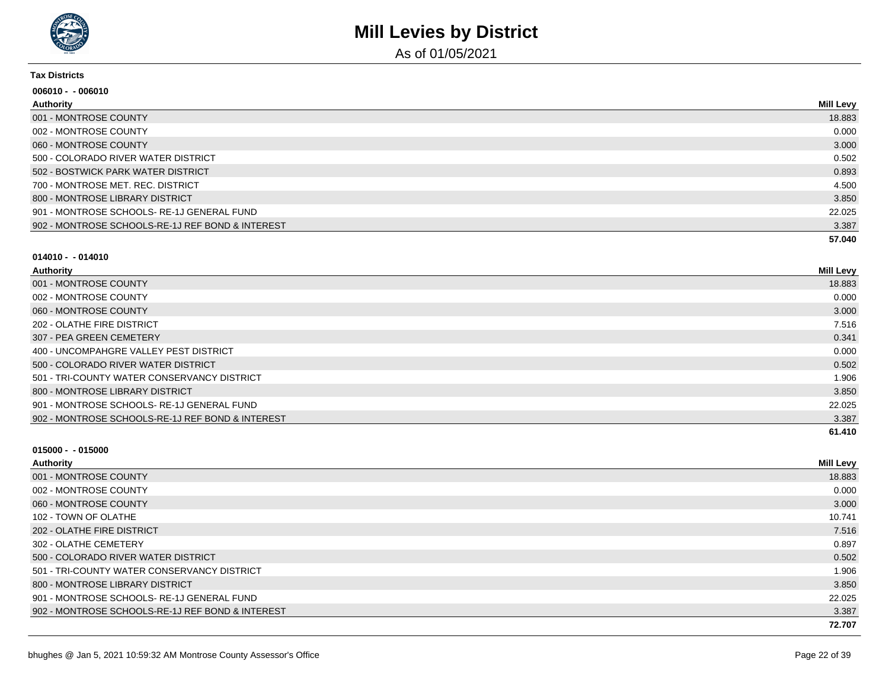# Mill Levies by District

As of 01/05/2021

**Tax Districts**

**006010 - - 006010**

| Authority | Mill Levy |
|---|---|
| 001 - MONTROSE COUNTY | 18.883 |
| 002 - MONTROSE COUNTY | 0.000 |
| 060 - MONTROSE COUNTY | 3.000 |
| 500 - COLORADO RIVER WATER DISTRICT | 0.502 |
| 502 - BOSTWICK PARK WATER DISTRICT | 0.893 |
| 700 - MONTROSE MET. REC. DISTRICT | 4.500 |
| 800 - MONTROSE LIBRARY DISTRICT | 3.850 |
| 901 - MONTROSE SCHOOLS- RE-1J GENERAL FUND | 22.025 |
| 902 - MONTROSE SCHOOLS-RE-1J REF BOND & INTEREST | 3.387 |
| | **57.040** |

**014010 - - 014010**

| Authority | Mill Levy |
|---|---|
| 001 - MONTROSE COUNTY | 18.883 |
| 002 - MONTROSE COUNTY | 0.000 |
| 060 - MONTROSE COUNTY | 3.000 |
| 202 - OLATHE FIRE DISTRICT | 7.516 |
| 307 - PEA GREEN CEMETERY | 0.341 |
| 400 - UNCOMPAHGRE VALLEY PEST DISTRICT | 0.000 |
| 500 - COLORADO RIVER WATER DISTRICT | 0.502 |
| 501 - TRI-COUNTY WATER CONSERVANCY DISTRICT | 1.906 |
| 800 - MONTROSE LIBRARY DISTRICT | 3.850 |
| 901 - MONTROSE SCHOOLS- RE-1J GENERAL FUND | 22.025 |
| 902 - MONTROSE SCHOOLS-RE-1J REF BOND & INTEREST | 3.387 |
| | **61.410** |

**015000 - - 015000**

| Authority | Mill Levy |
|---|---|
| 001 - MONTROSE COUNTY | 18.883 |
| 002 - MONTROSE COUNTY | 0.000 |
| 060 - MONTROSE COUNTY | 3.000 |
| 102 - TOWN OF OLATHE | 10.741 |
| 202 - OLATHE FIRE DISTRICT | 7.516 |
| 302 - OLATHE CEMETERY | 0.897 |
| 500 - COLORADO RIVER WATER DISTRICT | 0.502 |
| 501 - TRI-COUNTY WATER CONSERVANCY DISTRICT | 1.906 |
| 800 - MONTROSE LIBRARY DISTRICT | 3.850 |
| 901 - MONTROSE SCHOOLS- RE-1J GENERAL FUND | 22.025 |
| 902 - MONTROSE SCHOOLS-RE-1J REF BOND & INTEREST | 3.387 |
| | **72.707** |

bhughes @ Jan 5, 2021 10:59:32 AM Montrose County Assessor's Office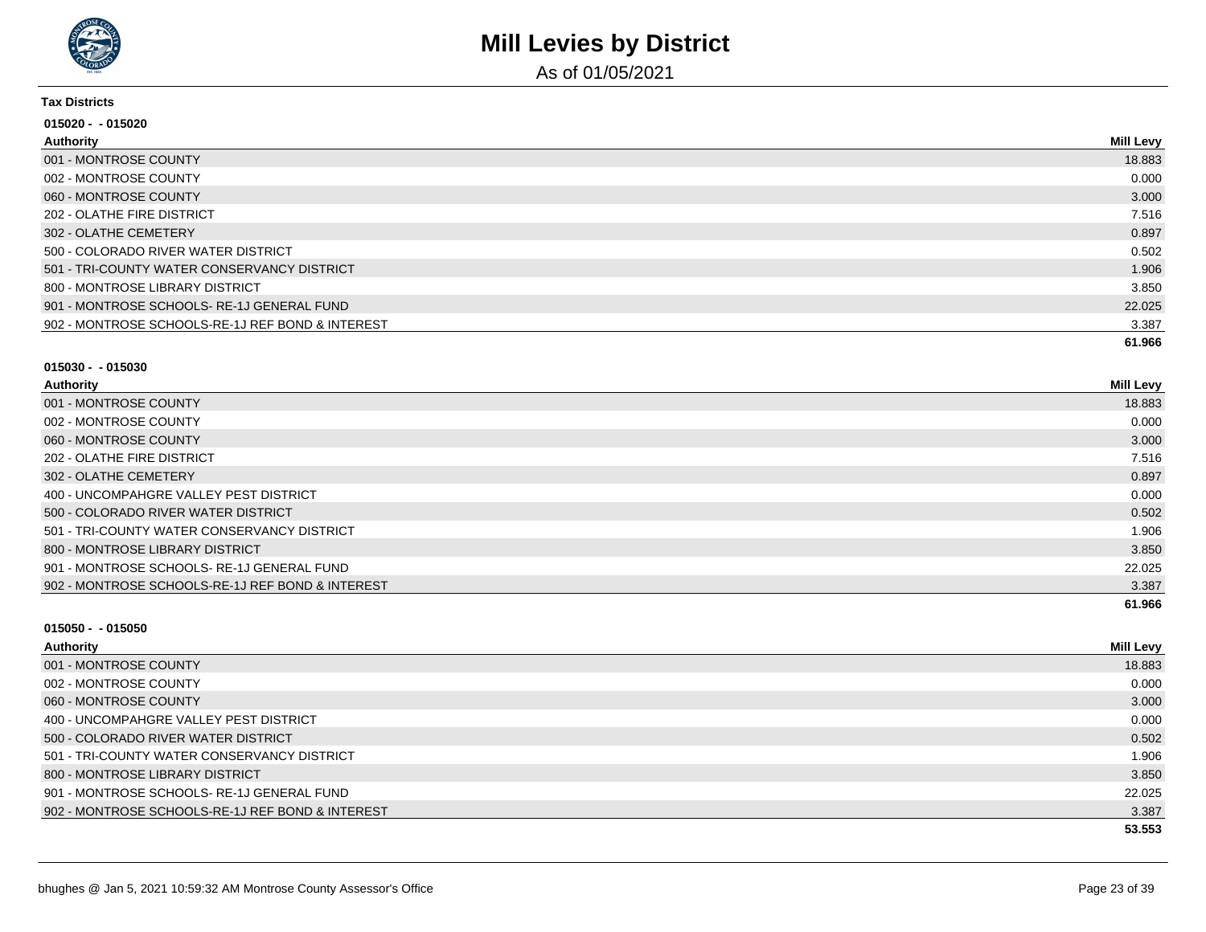# Mill Levies by District

As of 01/05/2021

**Tax Districts**

**015020 - - 015020**

| Authority | Mill Levy |
|---|---|
| 001 - MONTROSE COUNTY | 18.883 |
| 002 - MONTROSE COUNTY | 0.000 |
| 060 - MONTROSE COUNTY | 3.000 |
| 202 - OLATHE FIRE DISTRICT | 7.516 |
| 302 - OLATHE CEMETERY | 0.897 |
| 500 - COLORADO RIVER WATER DISTRICT | 0.502 |
| 501 - TRI-COUNTY WATER CONSERVANCY DISTRICT | 1.906 |
| 800 - MONTROSE LIBRARY DISTRICT | 3.850 |
| 901 - MONTROSE SCHOOLS- RE-1J GENERAL FUND | 22.025 |
| 902 - MONTROSE SCHOOLS-RE-1J REF BOND & INTEREST | 3.387 |
| | **61.966** |

**015030 - - 015030**

| Authority | Mill Levy |
|---|---|
| 001 - MONTROSE COUNTY | 18.883 |
| 002 - MONTROSE COUNTY | 0.000 |
| 060 - MONTROSE COUNTY | 3.000 |
| 202 - OLATHE FIRE DISTRICT | 7.516 |
| 302 - OLATHE CEMETERY | 0.897 |
| 400 - UNCOMPAHGRE VALLEY PEST DISTRICT | 0.000 |
| 500 - COLORADO RIVER WATER DISTRICT | 0.502 |
| 501 - TRI-COUNTY WATER CONSERVANCY DISTRICT | 1.906 |
| 800 - MONTROSE LIBRARY DISTRICT | 3.850 |
| 901 - MONTROSE SCHOOLS- RE-1J GENERAL FUND | 22.025 |
| 902 - MONTROSE SCHOOLS-RE-1J REF BOND & INTEREST | 3.387 |
| | **61.966** |

**015050 - - 015050**

| Authority | Mill Levy |
|---|---|
| 001 - MONTROSE COUNTY | 18.883 |
| 002 - MONTROSE COUNTY | 0.000 |
| 060 - MONTROSE COUNTY | 3.000 |
| 400 - UNCOMPAHGRE VALLEY PEST DISTRICT | 0.000 |
| 500 - COLORADO RIVER WATER DISTRICT | 0.502 |
| 501 - TRI-COUNTY WATER CONSERVANCY DISTRICT | 1.906 |
| 800 - MONTROSE LIBRARY DISTRICT | 3.850 |
| 901 - MONTROSE SCHOOLS- RE-1J GENERAL FUND | 22.025 |
| 902 - MONTROSE SCHOOLS-RE-1J REF BOND & INTEREST | 3.387 |
| | **53.553** |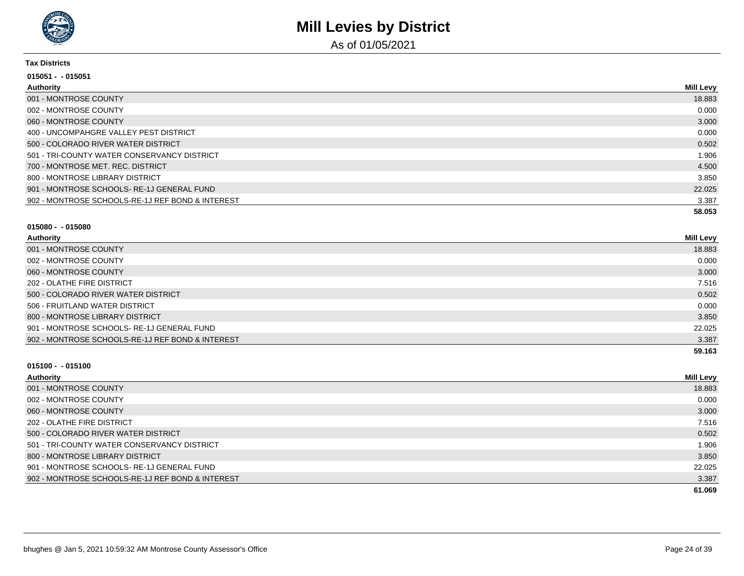# Mill Levies by District

As of 01/05/2021

**Tax Districts**

**015051 - - 015051**

| Authority | Mill Levy |
|---|---|
| 001 - MONTROSE COUNTY | 18.883 |
| 002 - MONTROSE COUNTY | 0.000 |
| 060 - MONTROSE COUNTY | 3.000 |
| 400 - UNCOMPAHGRE VALLEY PEST DISTRICT | 0.000 |
| 500 - COLORADO RIVER WATER DISTRICT | 0.502 |
| 501 - TRI-COUNTY WATER CONSERVANCY DISTRICT | 1.906 |
| 700 - MONTROSE MET. REC. DISTRICT | 4.500 |
| 800 - MONTROSE LIBRARY DISTRICT | 3.850 |
| 901 - MONTROSE SCHOOLS- RE-1J GENERAL FUND | 22.025 |
| 902 - MONTROSE SCHOOLS-RE-1J REF BOND & INTEREST | 3.387 |
| | **58.053** |

**015080 - - 015080**

| Authority | Mill Levy |
|---|---|
| 001 - MONTROSE COUNTY | 18.883 |
| 002 - MONTROSE COUNTY | 0.000 |
| 060 - MONTROSE COUNTY | 3.000 |
| 202 - OLATHE FIRE DISTRICT | 7.516 |
| 500 - COLORADO RIVER WATER DISTRICT | 0.502 |
| 506 - FRUITLAND WATER DISTRICT | 0.000 |
| 800 - MONTROSE LIBRARY DISTRICT | 3.850 |
| 901 - MONTROSE SCHOOLS- RE-1J GENERAL FUND | 22.025 |
| 902 - MONTROSE SCHOOLS-RE-1J REF BOND & INTEREST | 3.387 |
| | **59.163** |

**015100 - - 015100**

| Authority | Mill Levy |
|---|---|
| 001 - MONTROSE COUNTY | 18.883 |
| 002 - MONTROSE COUNTY | 0.000 |
| 060 - MONTROSE COUNTY | 3.000 |
| 202 - OLATHE FIRE DISTRICT | 7.516 |
| 500 - COLORADO RIVER WATER DISTRICT | 0.502 |
| 501 - TRI-COUNTY WATER CONSERVANCY DISTRICT | 1.906 |
| 800 - MONTROSE LIBRARY DISTRICT | 3.850 |
| 901 - MONTROSE SCHOOLS- RE-1J GENERAL FUND | 22.025 |
| 902 - MONTROSE SCHOOLS-RE-1J REF BOND & INTEREST | 3.387 |
| | **61.069** |

bhughes @ Jan 5, 2021 10:59:32 AM Montrose County Assessor's Office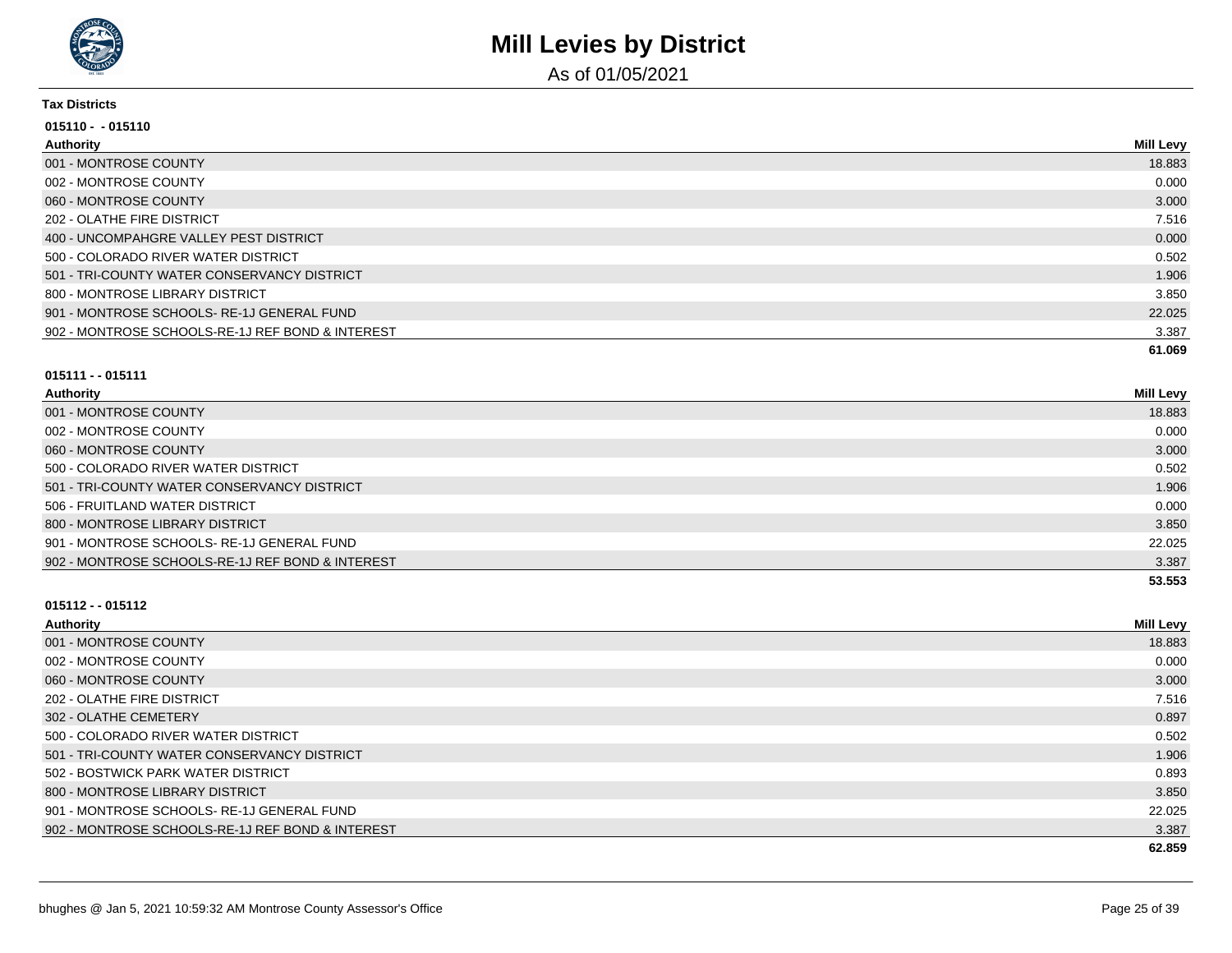# Mill Levies by District

As of 01/05/2021

**Tax Districts**

**015110 - - 015110**

| Authority | Mill Levy |
|---|---|
| 001 - MONTROSE COUNTY | 18.883 |
| 002 - MONTROSE COUNTY | 0.000 |
| 060 - MONTROSE COUNTY | 3.000 |
| 202 - OLATHE FIRE DISTRICT | 7.516 |
| 400 - UNCOMPAHGRE VALLEY PEST DISTRICT | 0.000 |
| 500 - COLORADO RIVER WATER DISTRICT | 0.502 |
| 501 - TRI-COUNTY WATER CONSERVANCY DISTRICT | 1.906 |
| 800 - MONTROSE LIBRARY DISTRICT | 3.850 |
| 901 - MONTROSE SCHOOLS- RE-1J GENERAL FUND | 22.025 |
| 902 - MONTROSE SCHOOLS-RE-1J REF BOND & INTEREST | 3.387 |
| | **61.069** |

**015111 - - 015111**

| Authority | Mill Levy |
|---|---|
| 001 - MONTROSE COUNTY | 18.883 |
| 002 - MONTROSE COUNTY | 0.000 |
| 060 - MONTROSE COUNTY | 3.000 |
| 500 - COLORADO RIVER WATER DISTRICT | 0.502 |
| 501 - TRI-COUNTY WATER CONSERVANCY DISTRICT | 1.906 |
| 506 - FRUITLAND WATER DISTRICT | 0.000 |
| 800 - MONTROSE LIBRARY DISTRICT | 3.850 |
| 901 - MONTROSE SCHOOLS- RE-1J GENERAL FUND | 22.025 |
| 902 - MONTROSE SCHOOLS-RE-1J REF BOND & INTEREST | 3.387 |
| | **53.553** |

**015112 - - 015112**

| Authority | Mill Levy |
|---|---|
| 001 - MONTROSE COUNTY | 18.883 |
| 002 - MONTROSE COUNTY | 0.000 |
| 060 - MONTROSE COUNTY | 3.000 |
| 202 - OLATHE FIRE DISTRICT | 7.516 |
| 302 - OLATHE CEMETERY | 0.897 |
| 500 - COLORADO RIVER WATER DISTRICT | 0.502 |
| 501 - TRI-COUNTY WATER CONSERVANCY DISTRICT | 1.906 |
| 502 - BOSTWICK PARK WATER DISTRICT | 0.893 |
| 800 - MONTROSE LIBRARY DISTRICT | 3.850 |
| 901 - MONTROSE SCHOOLS- RE-1J GENERAL FUND | 22.025 |
| 902 - MONTROSE SCHOOLS-RE-1J REF BOND & INTEREST | 3.387 |
| | **62.859** |

bhughes @ Jan 5, 2021 10:59:32 AM Montrose County Assessor's Office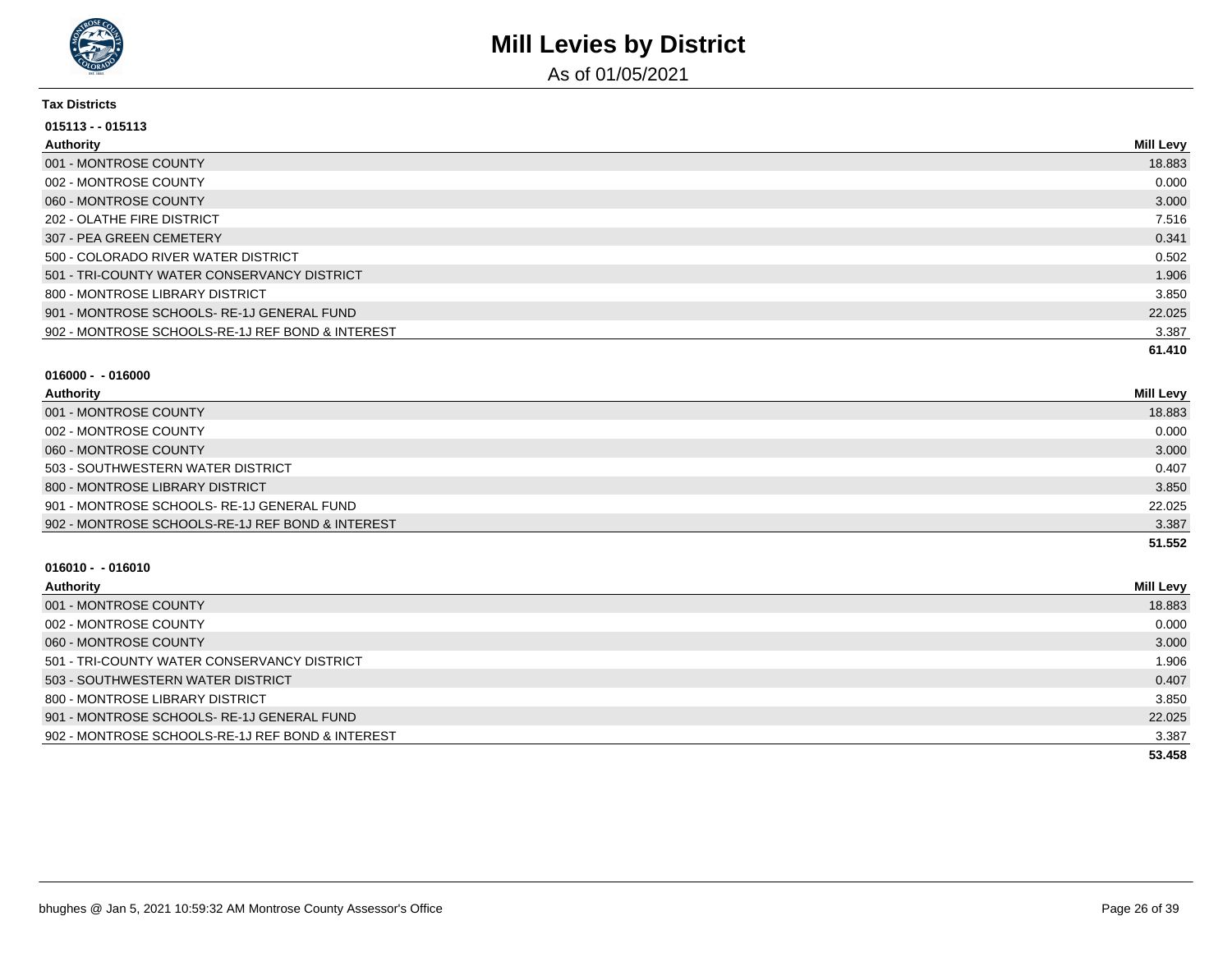# Mill Levies by District

As of 01/05/2021

**Tax Districts**

**015113 - - 015113**

| Authority | Mill Levy |
| --- | --- |
| 001 - MONTROSE COUNTY | 18.883 |
| 002 - MONTROSE COUNTY | 0.000 |
| 060 - MONTROSE COUNTY | 3.000 |
| 202 - OLATHE FIRE DISTRICT | 7.516 |
| 307 - PEA GREEN CEMETERY | 0.341 |
| 500 - COLORADO RIVER WATER DISTRICT | 0.502 |
| 501 - TRI-COUNTY WATER CONSERVANCY DISTRICT | 1.906 |
| 800 - MONTROSE LIBRARY DISTRICT | 3.850 |
| 901 - MONTROSE SCHOOLS- RE-1J GENERAL FUND | 22.025 |
| 902 - MONTROSE SCHOOLS-RE-1J REF BOND & INTEREST | 3.387 |
| | **61.410** |

**016000 - - 016000**

| Authority | Mill Levy |
| --- | --- |
| 001 - MONTROSE COUNTY | 18.883 |
| 002 - MONTROSE COUNTY | 0.000 |
| 060 - MONTROSE COUNTY | 3.000 |
| 503 - SOUTHWESTERN WATER DISTRICT | 0.407 |
| 800 - MONTROSE LIBRARY DISTRICT | 3.850 |
| 901 - MONTROSE SCHOOLS- RE-1J GENERAL FUND | 22.025 |
| 902 - MONTROSE SCHOOLS-RE-1J REF BOND & INTEREST | 3.387 |
| | **51.552** |

**016010 - - 016010**

| Authority | Mill Levy |
| --- | --- |
| 001 - MONTROSE COUNTY | 18.883 |
| 002 - MONTROSE COUNTY | 0.000 |
| 060 - MONTROSE COUNTY | 3.000 |
| 501 - TRI-COUNTY WATER CONSERVANCY DISTRICT | 1.906 |
| 503 - SOUTHWESTERN WATER DISTRICT | 0.407 |
| 800 - MONTROSE LIBRARY DISTRICT | 3.850 |
| 901 - MONTROSE SCHOOLS- RE-1J GENERAL FUND | 22.025 |
| 902 - MONTROSE SCHOOLS-RE-1J REF BOND & INTEREST | 3.387 |
| | **53.458** |

bhughes @ Jan 5, 2021 10:59:32 AM Montrose County Assessor's Office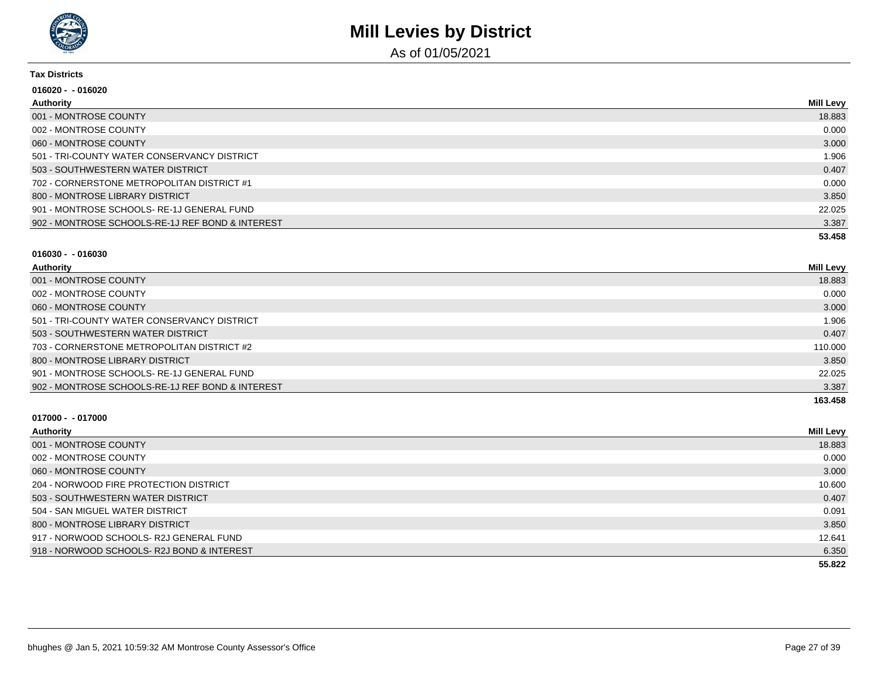# Mill Levies by District

As of 01/05/2021

**Tax Districts**

**016020 - - 016020**

| Authority | Mill Levy |
|---|---|
| 001 - MONTROSE COUNTY | 18.883 |
| 002 - MONTROSE COUNTY | 0.000 |
| 060 - MONTROSE COUNTY | 3.000 |
| 501 - TRI-COUNTY WATER CONSERVANCY DISTRICT | 1.906 |
| 503 - SOUTHWESTERN WATER DISTRICT | 0.407 |
| 702 - CORNERSTONE METROPOLITAN DISTRICT #1 | 0.000 |
| 800 - MONTROSE LIBRARY DISTRICT | 3.850 |
| 901 - MONTROSE SCHOOLS- RE-1J GENERAL FUND | 22.025 |
| 902 - MONTROSE SCHOOLS-RE-1J REF BOND & INTEREST | 3.387 |
| | **53.458** |

**016030 - - 016030**

| Authority | Mill Levy |
|---|---|
| 001 - MONTROSE COUNTY | 18.883 |
| 002 - MONTROSE COUNTY | 0.000 |
| 060 - MONTROSE COUNTY | 3.000 |
| 501 - TRI-COUNTY WATER CONSERVANCY DISTRICT | 1.906 |
| 503 - SOUTHWESTERN WATER DISTRICT | 0.407 |
| 703 - CORNERSTONE METROPOLITAN DISTRICT #2 | 110.000 |
| 800 - MONTROSE LIBRARY DISTRICT | 3.850 |
| 901 - MONTROSE SCHOOLS- RE-1J GENERAL FUND | 22.025 |
| 902 - MONTROSE SCHOOLS-RE-1J REF BOND & INTEREST | 3.387 |
| | **163.458** |

**017000 - - 017000**

| Authority | Mill Levy |
|---|---|
| 001 - MONTROSE COUNTY | 18.883 |
| 002 - MONTROSE COUNTY | 0.000 |
| 060 - MONTROSE COUNTY | 3.000 |
| 204 - NORWOOD FIRE PROTECTION DISTRICT | 10.600 |
| 503 - SOUTHWESTERN WATER DISTRICT | 0.407 |
| 504 - SAN MIGUEL WATER DISTRICT | 0.091 |
| 800 - MONTROSE LIBRARY DISTRICT | 3.850 |
| 917 - NORWOOD SCHOOLS- R2J GENERAL FUND | 12.641 |
| 918 - NORWOOD SCHOOLS- R2J BOND & INTEREST | 6.350 |
| | **55.822** |

bhughes @ Jan 5, 2021 10:59:32 AM Montrose County Assessor's Office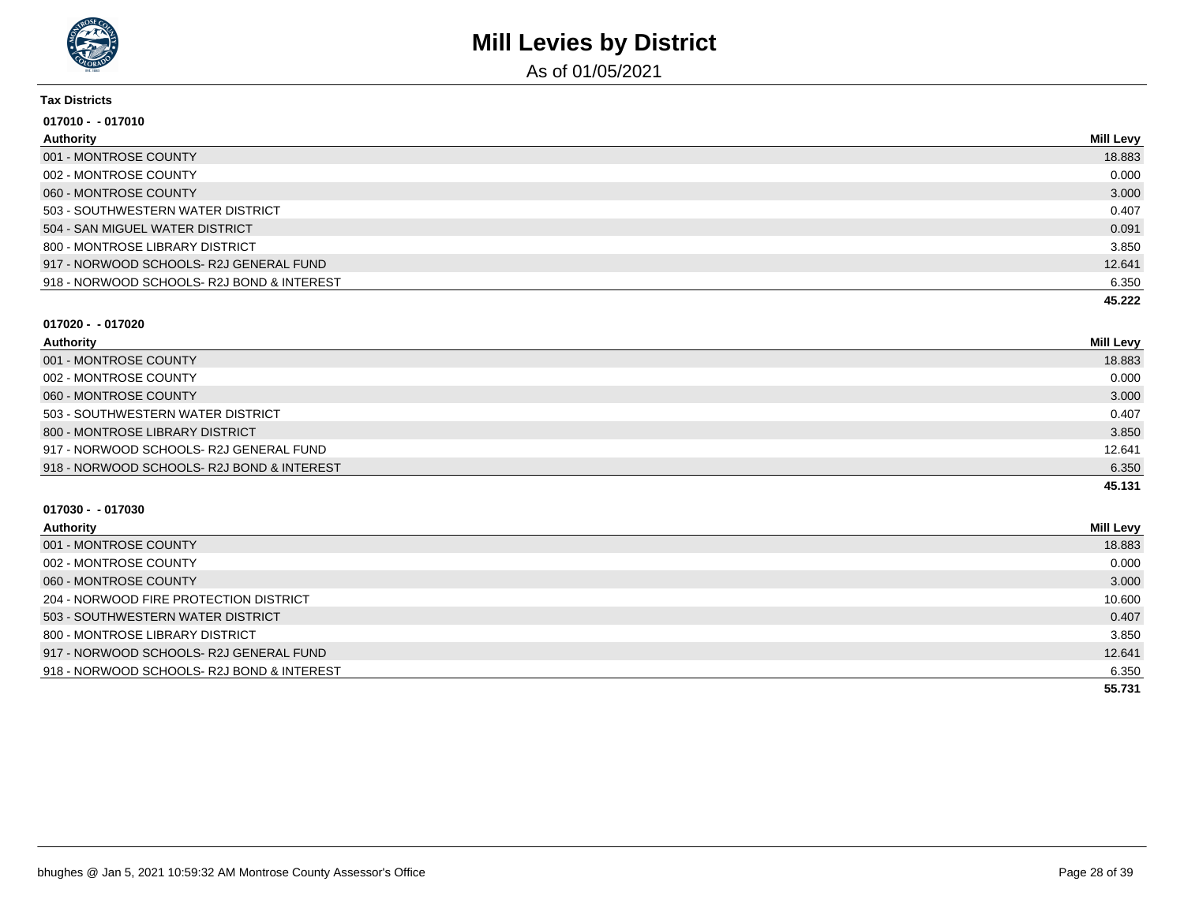# Mill Levies by District

As of 01/05/2021

**Tax Districts**

**017010 - - 017010**

| Authority | Mill Levy |
| --- | --- |
| 001 - MONTROSE COUNTY | 18.883 |
| 002 - MONTROSE COUNTY | 0.000 |
| 060 - MONTROSE COUNTY | 3.000 |
| 503 - SOUTHWESTERN WATER DISTRICT | 0.407 |
| 504 - SAN MIGUEL WATER DISTRICT | 0.091 |
| 800 - MONTROSE LIBRARY DISTRICT | 3.850 |
| 917 - NORWOOD SCHOOLS- R2J GENERAL FUND | 12.641 |
| 918 - NORWOOD SCHOOLS- R2J BOND & INTEREST | 6.350 |
| | **45.222** |

**017020 - - 017020**

| Authority | Mill Levy |
| --- | --- |
| 001 - MONTROSE COUNTY | 18.883 |
| 002 - MONTROSE COUNTY | 0.000 |
| 060 - MONTROSE COUNTY | 3.000 |
| 503 - SOUTHWESTERN WATER DISTRICT | 0.407 |
| 800 - MONTROSE LIBRARY DISTRICT | 3.850 |
| 917 - NORWOOD SCHOOLS- R2J GENERAL FUND | 12.641 |
| 918 - NORWOOD SCHOOLS- R2J BOND & INTEREST | 6.350 |
| | **45.131** |

**017030 - - 017030**

| Authority | Mill Levy |
| --- | --- |
| 001 - MONTROSE COUNTY | 18.883 |
| 002 - MONTROSE COUNTY | 0.000 |
| 060 - MONTROSE COUNTY | 3.000 |
| 204 - NORWOOD FIRE PROTECTION DISTRICT | 10.600 |
| 503 - SOUTHWESTERN WATER DISTRICT | 0.407 |
| 800 - MONTROSE LIBRARY DISTRICT | 3.850 |
| 917 - NORWOOD SCHOOLS- R2J GENERAL FUND | 12.641 |
| 918 - NORWOOD SCHOOLS- R2J BOND & INTEREST | 6.350 |
| | **55.731** |

bhughes @ Jan 5, 2021 10:59:32 AM Montrose County Assessor's Office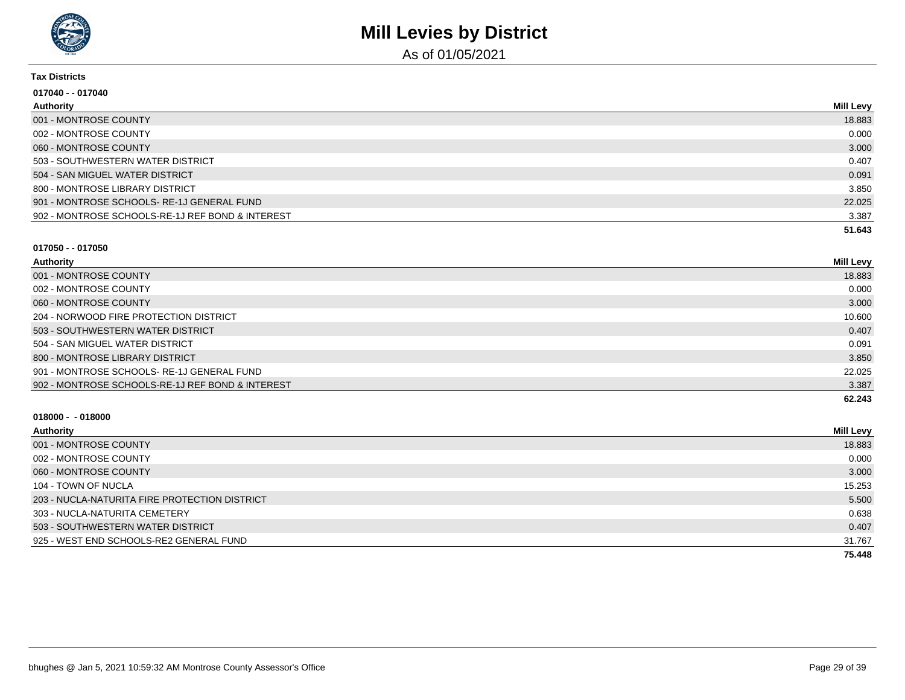# Mill Levies by District

As of 01/05/2021

**Tax Districts**

**017040 - - 017040**

| Authority | Mill Levy |
|---|---|
| 001 - MONTROSE COUNTY | 18.883 |
| 002 - MONTROSE COUNTY | 0.000 |
| 060 - MONTROSE COUNTY | 3.000 |
| 503 - SOUTHWESTERN WATER DISTRICT | 0.407 |
| 504 - SAN MIGUEL WATER DISTRICT | 0.091 |
| 800 - MONTROSE LIBRARY DISTRICT | 3.850 |
| 901 - MONTROSE SCHOOLS- RE-1J GENERAL FUND | 22.025 |
| 902 - MONTROSE SCHOOLS-RE-1J REF BOND & INTEREST | 3.387 |
| | **51.643** |

**017050 - - 017050**

| Authority | Mill Levy |
|---|---|
| 001 - MONTROSE COUNTY | 18.883 |
| 002 - MONTROSE COUNTY | 0.000 |
| 060 - MONTROSE COUNTY | 3.000 |
| 204 - NORWOOD FIRE PROTECTION DISTRICT | 10.600 |
| 503 - SOUTHWESTERN WATER DISTRICT | 0.407 |
| 504 - SAN MIGUEL WATER DISTRICT | 0.091 |
| 800 - MONTROSE LIBRARY DISTRICT | 3.850 |
| 901 - MONTROSE SCHOOLS- RE-1J GENERAL FUND | 22.025 |
| 902 - MONTROSE SCHOOLS-RE-1J REF BOND & INTEREST | 3.387 |
| | **62.243** |

**018000 - - 018000**

| Authority | Mill Levy |
|---|---|
| 001 - MONTROSE COUNTY | 18.883 |
| 002 - MONTROSE COUNTY | 0.000 |
| 060 - MONTROSE COUNTY | 3.000 |
| 104 - TOWN OF NUCLA | 15.253 |
| 203 - NUCLA-NATURITA FIRE PROTECTION DISTRICT | 5.500 |
| 303 - NUCLA-NATURITA CEMETERY | 0.638 |
| 503 - SOUTHWESTERN WATER DISTRICT | 0.407 |
| 925 - WEST END SCHOOLS-RE2 GENERAL FUND | 31.767 |
| | **75.448** |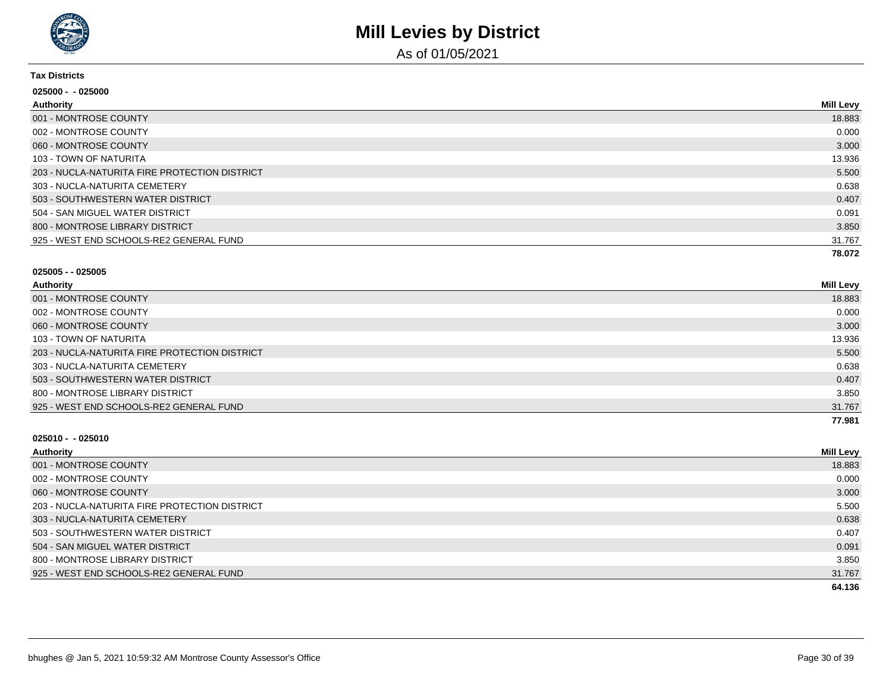# Mill Levies by District

As of 01/05/2021

**Tax Districts**

**025000 - - 025000**

| Authority | Mill Levy |
|---|---|
| 001 - MONTROSE COUNTY | 18.883 |
| 002 - MONTROSE COUNTY | 0.000 |
| 060 - MONTROSE COUNTY | 3.000 |
| 103 - TOWN OF NATURITA | 13.936 |
| 203 - NUCLA-NATURITA FIRE PROTECTION DISTRICT | 5.500 |
| 303 - NUCLA-NATURITA CEMETERY | 0.638 |
| 503 - SOUTHWESTERN WATER DISTRICT | 0.407 |
| 504 - SAN MIGUEL WATER DISTRICT | 0.091 |
| 800 - MONTROSE LIBRARY DISTRICT | 3.850 |
| 925 - WEST END SCHOOLS-RE2 GENERAL FUND | 31.767 |
| | **78.072** |

**025005 - - 025005**

| Authority | Mill Levy |
|---|---|
| 001 - MONTROSE COUNTY | 18.883 |
| 002 - MONTROSE COUNTY | 0.000 |
| 060 - MONTROSE COUNTY | 3.000 |
| 103 - TOWN OF NATURITA | 13.936 |
| 203 - NUCLA-NATURITA FIRE PROTECTION DISTRICT | 5.500 |
| 303 - NUCLA-NATURITA CEMETERY | 0.638 |
| 503 - SOUTHWESTERN WATER DISTRICT | 0.407 |
| 800 - MONTROSE LIBRARY DISTRICT | 3.850 |
| 925 - WEST END SCHOOLS-RE2 GENERAL FUND | 31.767 |
| | **77.981** |

**025010 - - 025010**

| Authority | Mill Levy |
|---|---|
| 001 - MONTROSE COUNTY | 18.883 |
| 002 - MONTROSE COUNTY | 0.000 |
| 060 - MONTROSE COUNTY | 3.000 |
| 203 - NUCLA-NATURITA FIRE PROTECTION DISTRICT | 5.500 |
| 303 - NUCLA-NATURITA CEMETERY | 0.638 |
| 503 - SOUTHWESTERN WATER DISTRICT | 0.407 |
| 504 - SAN MIGUEL WATER DISTRICT | 0.091 |
| 800 - MONTROSE LIBRARY DISTRICT | 3.850 |
| 925 - WEST END SCHOOLS-RE2 GENERAL FUND | 31.767 |
| | **64.136** |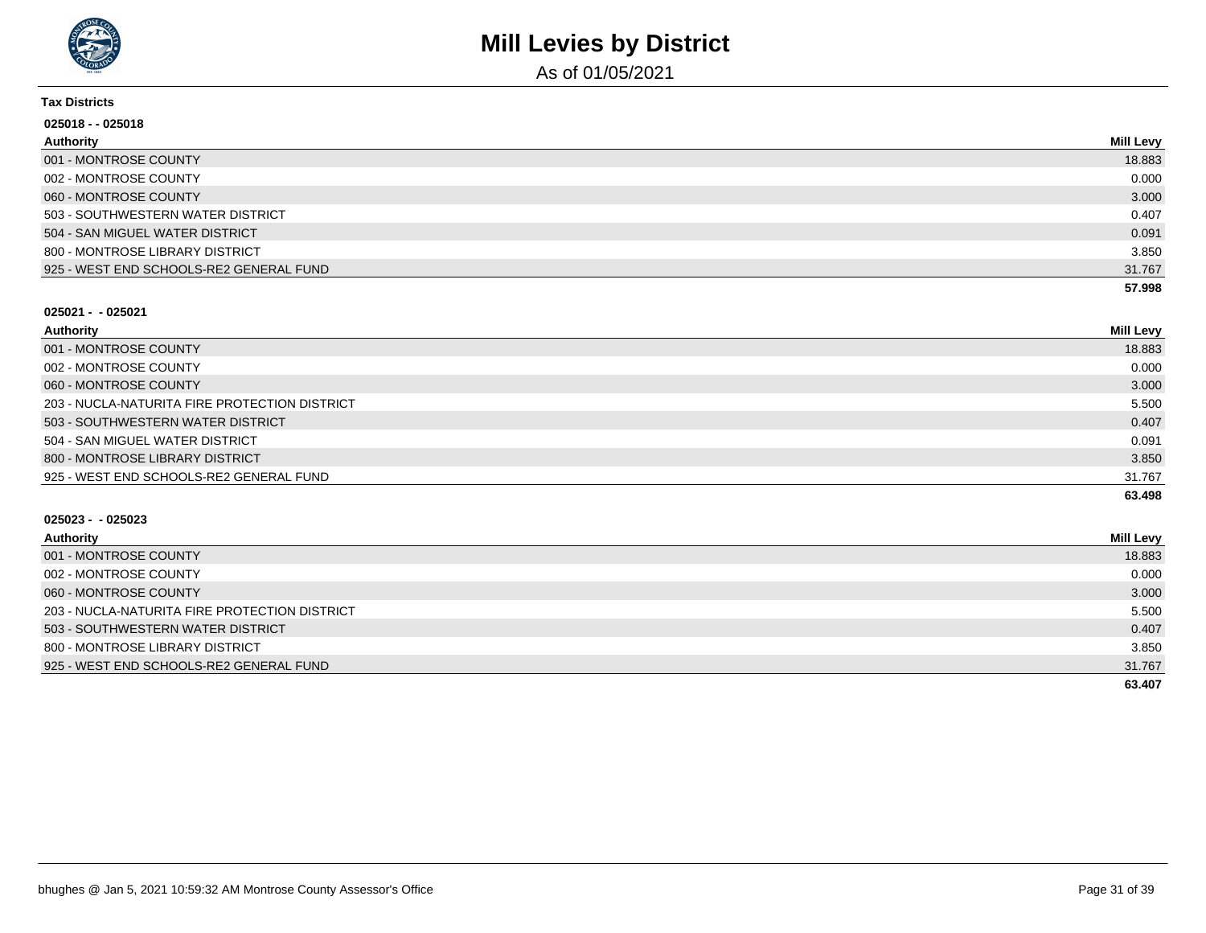# Mill Levies by District

As of 01/05/2021

**Tax Districts**

**025018 - - 025018**

| Authority | Mill Levy |
|---|---|
| 001 - MONTROSE COUNTY | 18.883 |
| 002 - MONTROSE COUNTY | 0.000 |
| 060 - MONTROSE COUNTY | 3.000 |
| 503 - SOUTHWESTERN WATER DISTRICT | 0.407 |
| 504 - SAN MIGUEL WATER DISTRICT | 0.091 |
| 800 - MONTROSE LIBRARY DISTRICT | 3.850 |
| 925 - WEST END SCHOOLS-RE2 GENERAL FUND | 31.767 |
| | **57.998** |

**025021 - - 025021**

| Authority | Mill Levy |
|---|---|
| 001 - MONTROSE COUNTY | 18.883 |
| 002 - MONTROSE COUNTY | 0.000 |
| 060 - MONTROSE COUNTY | 3.000 |
| 203 - NUCLA-NATURITA FIRE PROTECTION DISTRICT | 5.500 |
| 503 - SOUTHWESTERN WATER DISTRICT | 0.407 |
| 504 - SAN MIGUEL WATER DISTRICT | 0.091 |
| 800 - MONTROSE LIBRARY DISTRICT | 3.850 |
| 925 - WEST END SCHOOLS-RE2 GENERAL FUND | 31.767 |
| | **63.498** |

**025023 - - 025023**

| Authority | Mill Levy |
|---|---|
| 001 - MONTROSE COUNTY | 18.883 |
| 002 - MONTROSE COUNTY | 0.000 |
| 060 - MONTROSE COUNTY | 3.000 |
| 203 - NUCLA-NATURITA FIRE PROTECTION DISTRICT | 5.500 |
| 503 - SOUTHWESTERN WATER DISTRICT | 0.407 |
| 800 - MONTROSE LIBRARY DISTRICT | 3.850 |
| 925 - WEST END SCHOOLS-RE2 GENERAL FUND | 31.767 |
| | **63.407** |

bhughes @ Jan 5, 2021 10:59:32 AM Montrose County Assessor's Office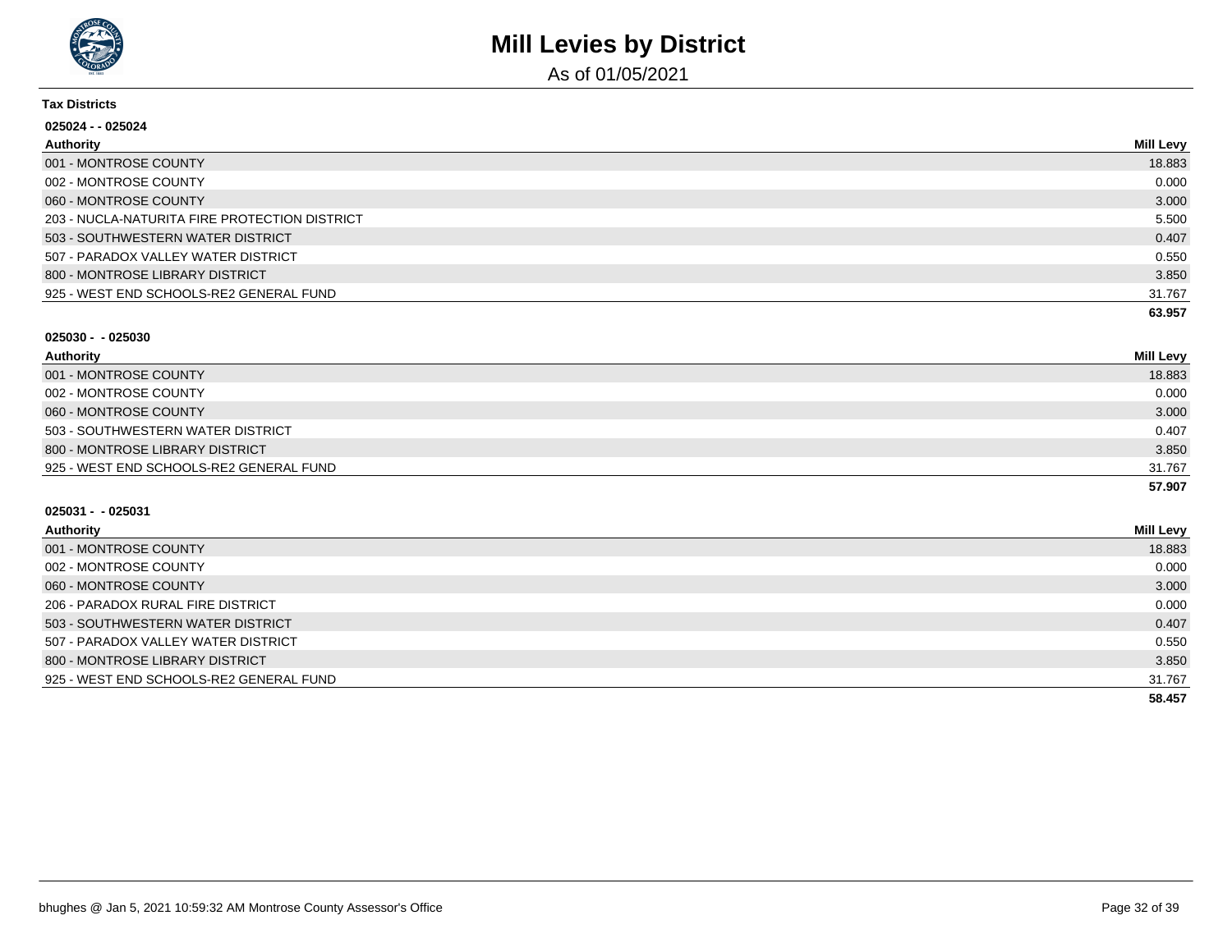# Mill Levies by District

As of 01/05/2021

**Tax Districts**

**025024 - - 025024**

| Authority | Mill Levy |
|---|---|
| 001 - MONTROSE COUNTY | 18.883 |
| 002 - MONTROSE COUNTY | 0.000 |
| 060 - MONTROSE COUNTY | 3.000 |
| 203 - NUCLA-NATURITA FIRE PROTECTION DISTRICT | 5.500 |
| 503 - SOUTHWESTERN WATER DISTRICT | 0.407 |
| 507 - PARADOX VALLEY WATER DISTRICT | 0.550 |
| 800 - MONTROSE LIBRARY DISTRICT | 3.850 |
| 925 - WEST END SCHOOLS-RE2 GENERAL FUND | 31.767 |
| | **63.957** |

**025030 - - 025030**

| Authority | Mill Levy |
|---|---|
| 001 - MONTROSE COUNTY | 18.883 |
| 002 - MONTROSE COUNTY | 0.000 |
| 060 - MONTROSE COUNTY | 3.000 |
| 503 - SOUTHWESTERN WATER DISTRICT | 0.407 |
| 800 - MONTROSE LIBRARY DISTRICT | 3.850 |
| 925 - WEST END SCHOOLS-RE2 GENERAL FUND | 31.767 |
| | **57.907** |

**025031 - - 025031**

| Authority | Mill Levy |
|---|---|
| 001 - MONTROSE COUNTY | 18.883 |
| 002 - MONTROSE COUNTY | 0.000 |
| 060 - MONTROSE COUNTY | 3.000 |
| 206 - PARADOX RURAL FIRE DISTRICT | 0.000 |
| 503 - SOUTHWESTERN WATER DISTRICT | 0.407 |
| 507 - PARADOX VALLEY WATER DISTRICT | 0.550 |
| 800 - MONTROSE LIBRARY DISTRICT | 3.850 |
| 925 - WEST END SCHOOLS-RE2 GENERAL FUND | 31.767 |
| | **58.457** |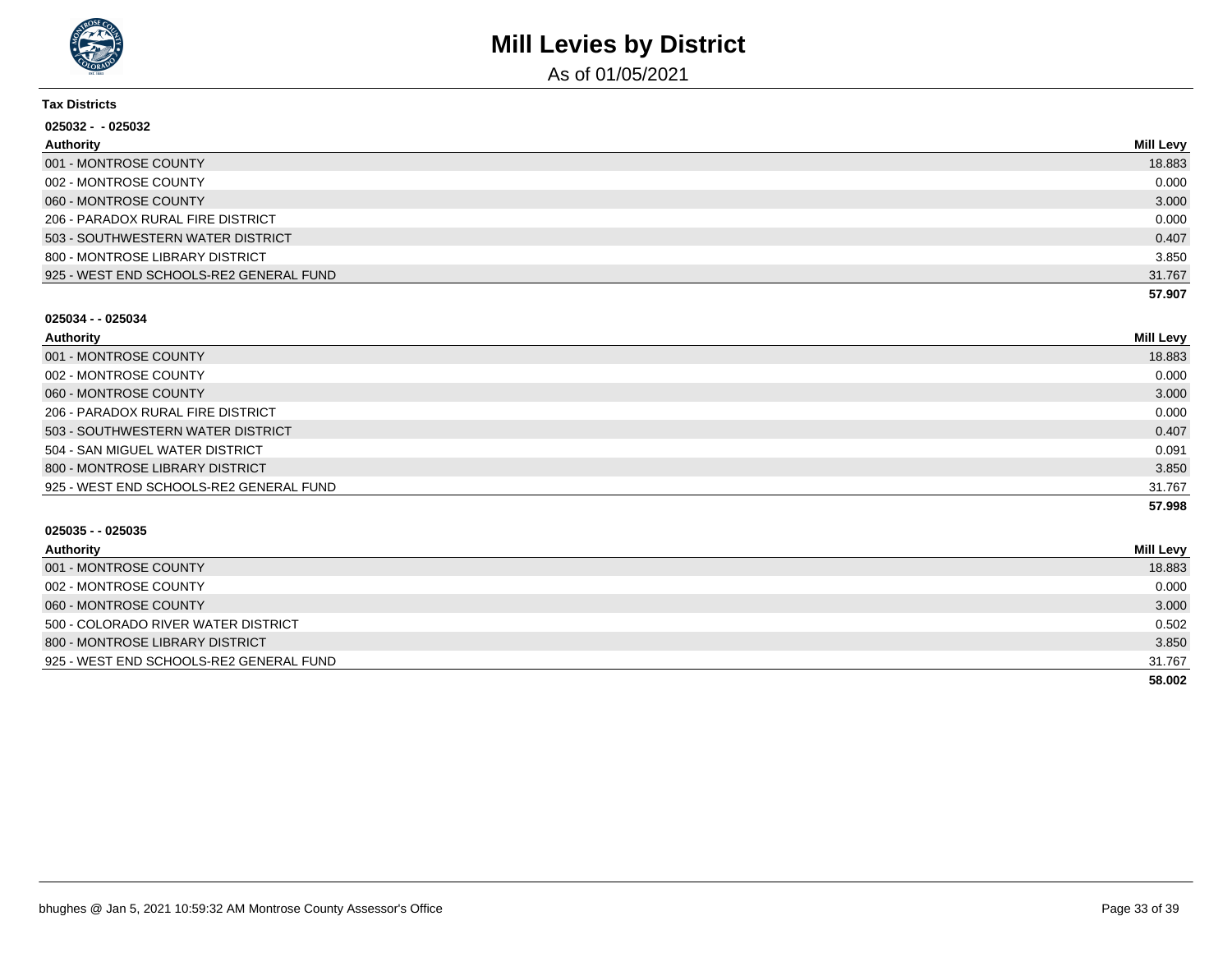# Mill Levies by District

As of 01/05/2021

**Tax Districts**

**025032 - - 025032**

| Authority | Mill Levy |
|---|---|
| 001 - MONTROSE COUNTY | 18.883 |
| 002 - MONTROSE COUNTY | 0.000 |
| 060 - MONTROSE COUNTY | 3.000 |
| 206 - PARADOX RURAL FIRE DISTRICT | 0.000 |
| 503 - SOUTHWESTERN WATER DISTRICT | 0.407 |
| 800 - MONTROSE LIBRARY DISTRICT | 3.850 |
| 925 - WEST END SCHOOLS-RE2 GENERAL FUND | 31.767 |
| | **57.907** |

**025034 - - 025034**

| Authority | Mill Levy |
|---|---|
| 001 - MONTROSE COUNTY | 18.883 |
| 002 - MONTROSE COUNTY | 0.000 |
| 060 - MONTROSE COUNTY | 3.000 |
| 206 - PARADOX RURAL FIRE DISTRICT | 0.000 |
| 503 - SOUTHWESTERN WATER DISTRICT | 0.407 |
| 504 - SAN MIGUEL WATER DISTRICT | 0.091 |
| 800 - MONTROSE LIBRARY DISTRICT | 3.850 |
| 925 - WEST END SCHOOLS-RE2 GENERAL FUND | 31.767 |
| | **57.998** |

**025035 - - 025035**

| Authority | Mill Levy |
|---|---|
| 001 - MONTROSE COUNTY | 18.883 |
| 002 - MONTROSE COUNTY | 0.000 |
| 060 - MONTROSE COUNTY | 3.000 |
| 500 - COLORADO RIVER WATER DISTRICT | 0.502 |
| 800 - MONTROSE LIBRARY DISTRICT | 3.850 |
| 925 - WEST END SCHOOLS-RE2 GENERAL FUND | 31.767 |
| | **58.002** |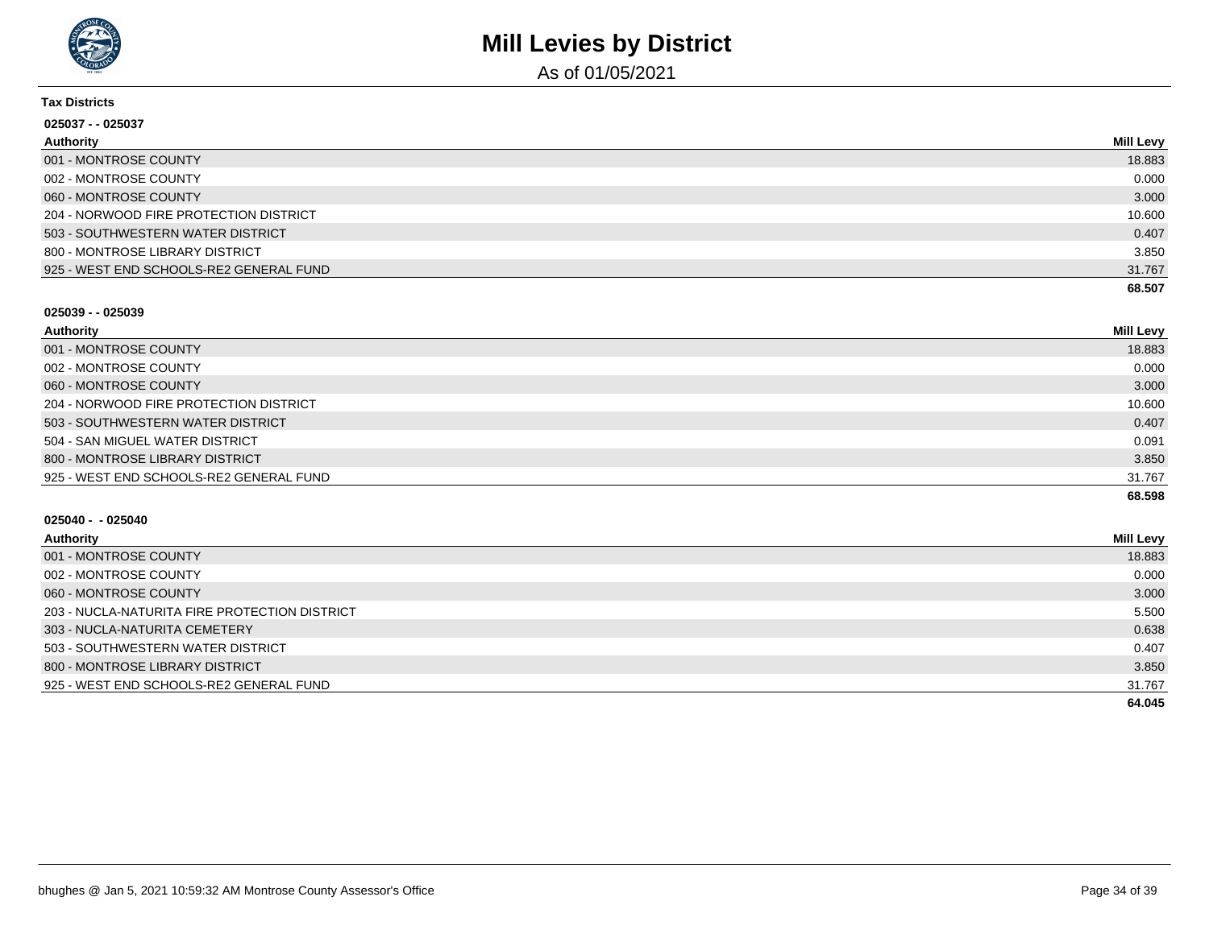# Mill Levies by District

As of 01/05/2021

**Tax Districts**

**025037 - - 025037**

| Authority | Mill Levy |
|---|---|
| 001 - MONTROSE COUNTY | 18.883 |
| 002 - MONTROSE COUNTY | 0.000 |
| 060 - MONTROSE COUNTY | 3.000 |
| 204 - NORWOOD FIRE PROTECTION DISTRICT | 10.600 |
| 503 - SOUTHWESTERN WATER DISTRICT | 0.407 |
| 800 - MONTROSE LIBRARY DISTRICT | 3.850 |
| 925 - WEST END SCHOOLS-RE2 GENERAL FUND | 31.767 |
| | **68.507** |

**025039 - - 025039**

| Authority | Mill Levy |
|---|---|
| 001 - MONTROSE COUNTY | 18.883 |
| 002 - MONTROSE COUNTY | 0.000 |
| 060 - MONTROSE COUNTY | 3.000 |
| 204 - NORWOOD FIRE PROTECTION DISTRICT | 10.600 |
| 503 - SOUTHWESTERN WATER DISTRICT | 0.407 |
| 504 - SAN MIGUEL WATER DISTRICT | 0.091 |
| 800 - MONTROSE LIBRARY DISTRICT | 3.850 |
| 925 - WEST END SCHOOLS-RE2 GENERAL FUND | 31.767 |
| | **68.598** |

**025040 - - 025040**

| Authority | Mill Levy |
|---|---|
| 001 - MONTROSE COUNTY | 18.883 |
| 002 - MONTROSE COUNTY | 0.000 |
| 060 - MONTROSE COUNTY | 3.000 |
| 203 - NUCLA-NATURITA FIRE PROTECTION DISTRICT | 5.500 |
| 303 - NUCLA-NATURITA CEMETERY | 0.638 |
| 503 - SOUTHWESTERN WATER DISTRICT | 0.407 |
| 800 - MONTROSE LIBRARY DISTRICT | 3.850 |
| 925 - WEST END SCHOOLS-RE2 GENERAL FUND | 31.767 |
| | **64.045** |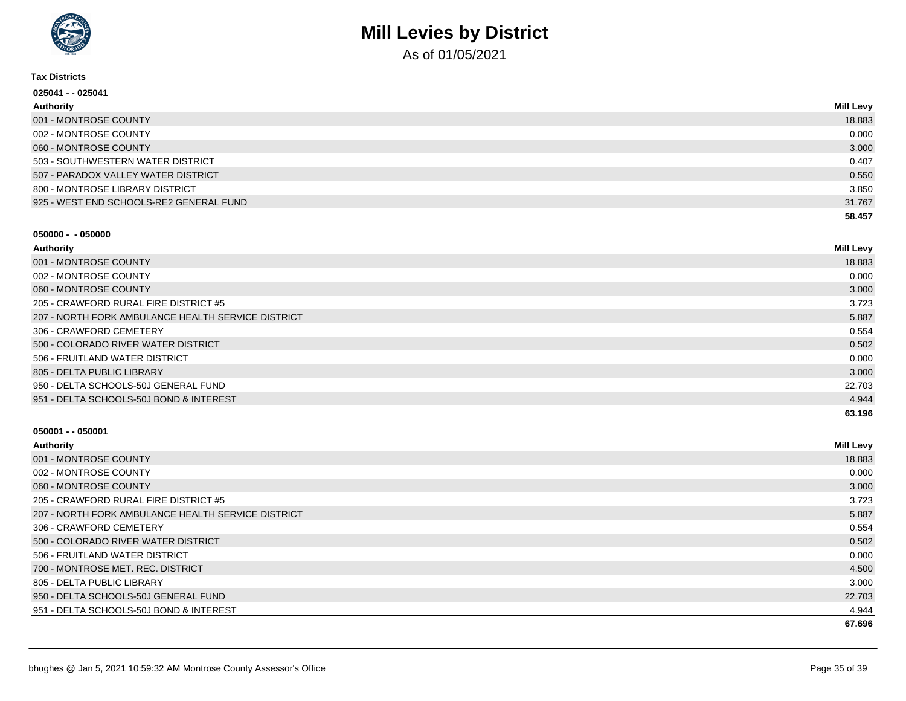# Mill Levies by District

As of 01/05/2021

**Tax Districts**

**025041 - - 025041**

| Authority | Mill Levy |
| --- | --- |
| 001 - MONTROSE COUNTY | 18.883 |
| 002 - MONTROSE COUNTY | 0.000 |
| 060 - MONTROSE COUNTY | 3.000 |
| 503 - SOUTHWESTERN WATER DISTRICT | 0.407 |
| 507 - PARADOX VALLEY WATER DISTRICT | 0.550 |
| 800 - MONTROSE LIBRARY DISTRICT | 3.850 |
| 925 - WEST END SCHOOLS-RE2 GENERAL FUND | 31.767 |
| | **58.457** |

**050000 - - 050000**

| Authority | Mill Levy |
| --- | --- |
| 001 - MONTROSE COUNTY | 18.883 |
| 002 - MONTROSE COUNTY | 0.000 |
| 060 - MONTROSE COUNTY | 3.000 |
| 205 - CRAWFORD RURAL FIRE DISTRICT #5 | 3.723 |
| 207 - NORTH FORK AMBULANCE HEALTH SERVICE DISTRICT | 5.887 |
| 306 - CRAWFORD CEMETERY | 0.554 |
| 500 - COLORADO RIVER WATER DISTRICT | 0.502 |
| 506 - FRUITLAND WATER DISTRICT | 0.000 |
| 805 - DELTA PUBLIC LIBRARY | 3.000 |
| 950 - DELTA SCHOOLS-50J GENERAL FUND | 22.703 |
| 951 - DELTA SCHOOLS-50J BOND & INTEREST | 4.944 |
| | **63.196** |

**050001 - - 050001**

| Authority | Mill Levy |
| --- | --- |
| 001 - MONTROSE COUNTY | 18.883 |
| 002 - MONTROSE COUNTY | 0.000 |
| 060 - MONTROSE COUNTY | 3.000 |
| 205 - CRAWFORD RURAL FIRE DISTRICT #5 | 3.723 |
| 207 - NORTH FORK AMBULANCE HEALTH SERVICE DISTRICT | 5.887 |
| 306 - CRAWFORD CEMETERY | 0.554 |
| 500 - COLORADO RIVER WATER DISTRICT | 0.502 |
| 506 - FRUITLAND WATER DISTRICT | 0.000 |
| 700 - MONTROSE MET. REC. DISTRICT | 4.500 |
| 805 - DELTA PUBLIC LIBRARY | 3.000 |
| 950 - DELTA SCHOOLS-50J GENERAL FUND | 22.703 |
| 951 - DELTA SCHOOLS-50J BOND & INTEREST | 4.944 |
| | **67.696** |

bhughes @ Jan 5, 2021 10:59:32 AM Montrose County Assessor's Office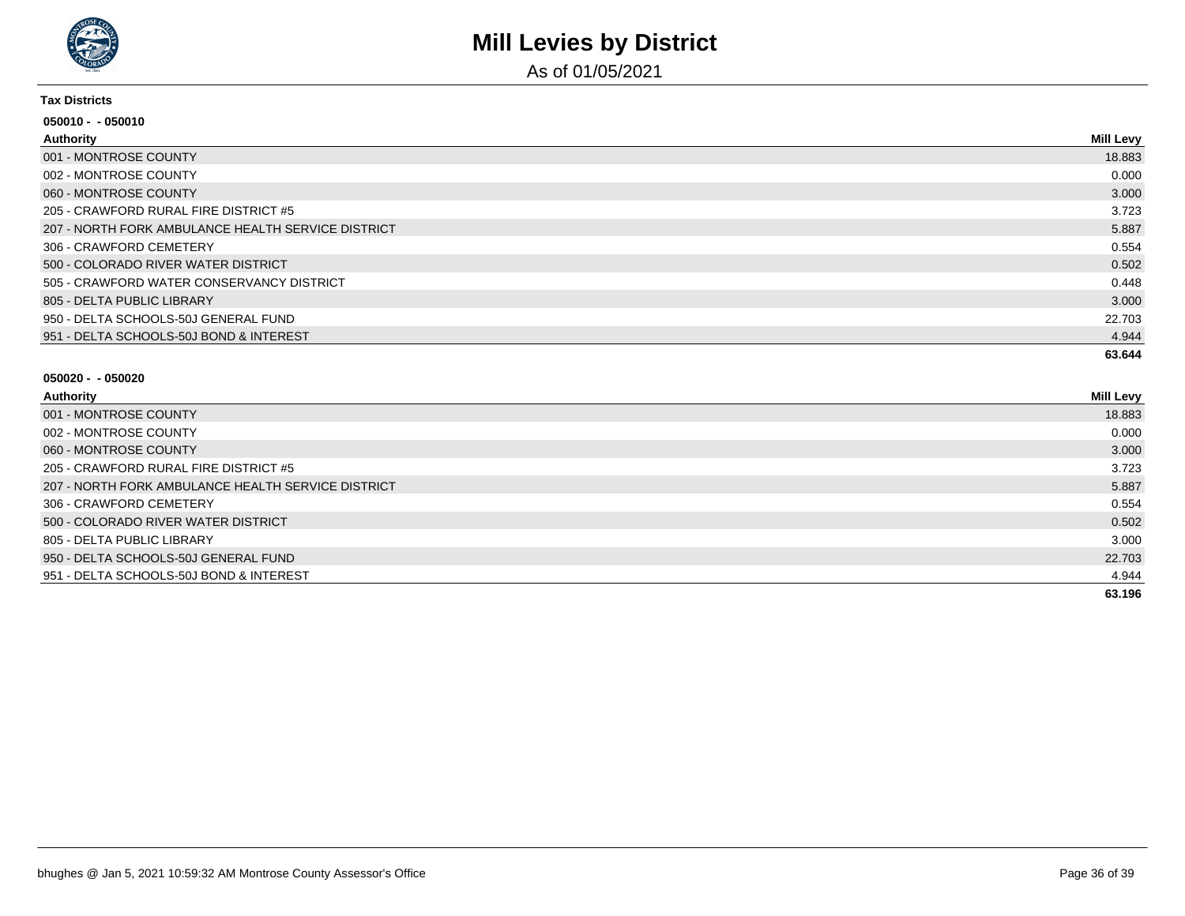# Mill Levies by District

As of 01/05/2021

**Tax Districts**

**050010 - - 050010**

| Authority | Mill Levy |
|---|---|
| 001 - MONTROSE COUNTY | 18.883 |
| 002 - MONTROSE COUNTY | 0.000 |
| 060 - MONTROSE COUNTY | 3.000 |
| 205 - CRAWFORD RURAL FIRE DISTRICT #5 | 3.723 |
| 207 - NORTH FORK AMBULANCE HEALTH SERVICE DISTRICT | 5.887 |
| 306 - CRAWFORD CEMETERY | 0.554 |
| 500 - COLORADO RIVER WATER DISTRICT | 0.502 |
| 505 - CRAWFORD WATER CONSERVANCY DISTRICT | 0.448 |
| 805 - DELTA PUBLIC LIBRARY | 3.000 |
| 950 - DELTA SCHOOLS-50J GENERAL FUND | 22.703 |
| 951 - DELTA SCHOOLS-50J BOND & INTEREST | 4.944 |
| | **63.644** |

**050020 - - 050020**

| Authority | Mill Levy |
|---|---|
| 001 - MONTROSE COUNTY | 18.883 |
| 002 - MONTROSE COUNTY | 0.000 |
| 060 - MONTROSE COUNTY | 3.000 |
| 205 - CRAWFORD RURAL FIRE DISTRICT #5 | 3.723 |
| 207 - NORTH FORK AMBULANCE HEALTH SERVICE DISTRICT | 5.887 |
| 306 - CRAWFORD CEMETERY | 0.554 |
| 500 - COLORADO RIVER WATER DISTRICT | 0.502 |
| 805 - DELTA PUBLIC LIBRARY | 3.000 |
| 950 - DELTA SCHOOLS-50J GENERAL FUND | 22.703 |
| 951 - DELTA SCHOOLS-50J BOND & INTEREST | 4.944 |
| | **63.196** |

bhughes @ Jan 5, 2021 10:59:32 AM Montrose County Assessor's Office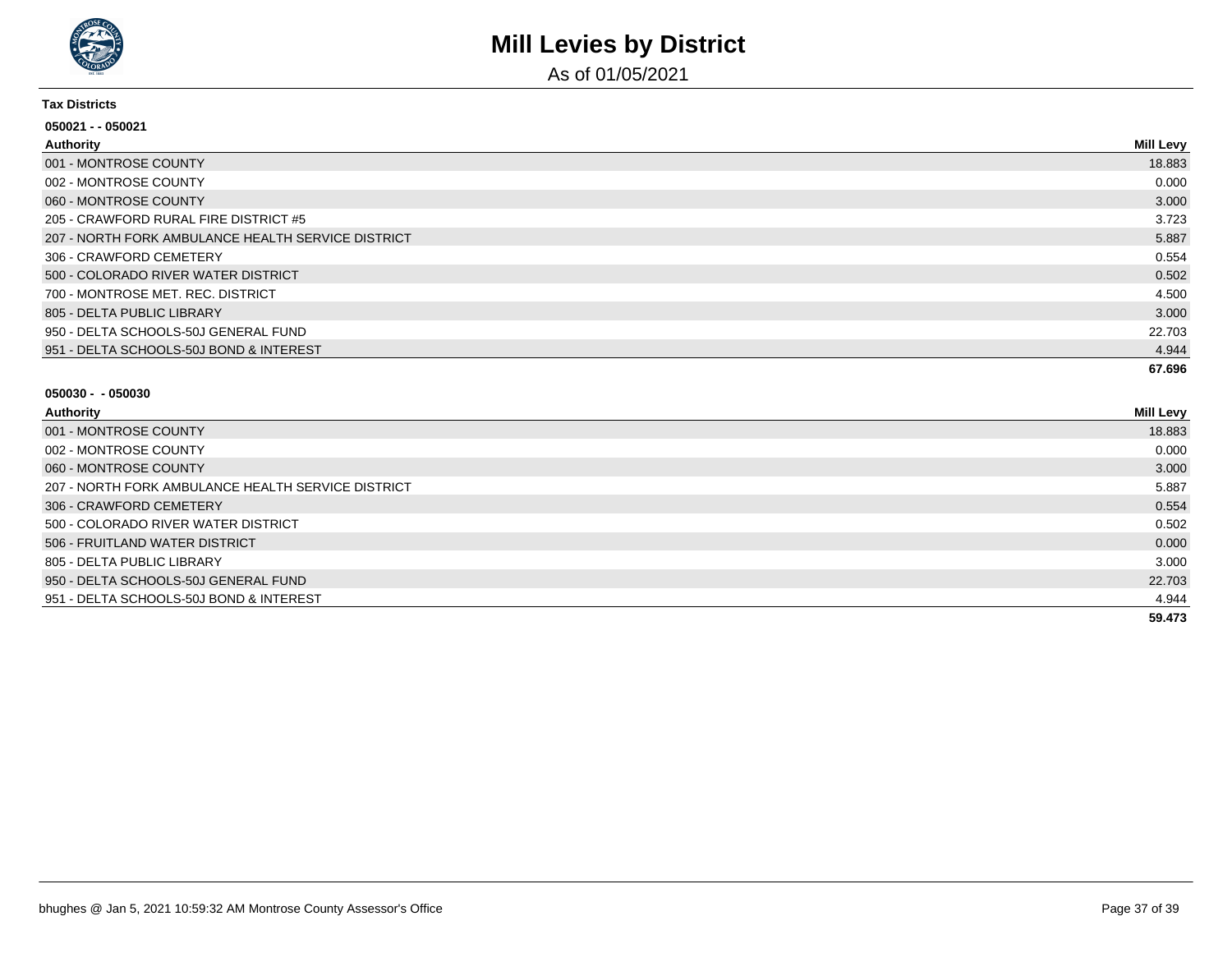# Mill Levies by District

As of 01/05/2021

**Tax Districts**

**050021 - - 050021**

| Authority | Mill Levy |
|---|---|
| 001 - MONTROSE COUNTY | 18.883 |
| 002 - MONTROSE COUNTY | 0.000 |
| 060 - MONTROSE COUNTY | 3.000 |
| 205 - CRAWFORD RURAL FIRE DISTRICT #5 | 3.723 |
| 207 - NORTH FORK AMBULANCE HEALTH SERVICE DISTRICT | 5.887 |
| 306 - CRAWFORD CEMETERY | 0.554 |
| 500 - COLORADO RIVER WATER DISTRICT | 0.502 |
| 700 - MONTROSE MET. REC. DISTRICT | 4.500 |
| 805 - DELTA PUBLIC LIBRARY | 3.000 |
| 950 - DELTA SCHOOLS-50J GENERAL FUND | 22.703 |
| 951 - DELTA SCHOOLS-50J BOND & INTEREST | 4.944 |
| | **67.696** |

**050030 - - 050030**

| Authority | Mill Levy |
|---|---|
| 001 - MONTROSE COUNTY | 18.883 |
| 002 - MONTROSE COUNTY | 0.000 |
| 060 - MONTROSE COUNTY | 3.000 |
| 207 - NORTH FORK AMBULANCE HEALTH SERVICE DISTRICT | 5.887 |
| 306 - CRAWFORD CEMETERY | 0.554 |
| 500 - COLORADO RIVER WATER DISTRICT | 0.502 |
| 506 - FRUITLAND WATER DISTRICT | 0.000 |
| 805 - DELTA PUBLIC LIBRARY | 3.000 |
| 950 - DELTA SCHOOLS-50J GENERAL FUND | 22.703 |
| 951 - DELTA SCHOOLS-50J BOND & INTEREST | 4.944 |
| | **59.473** |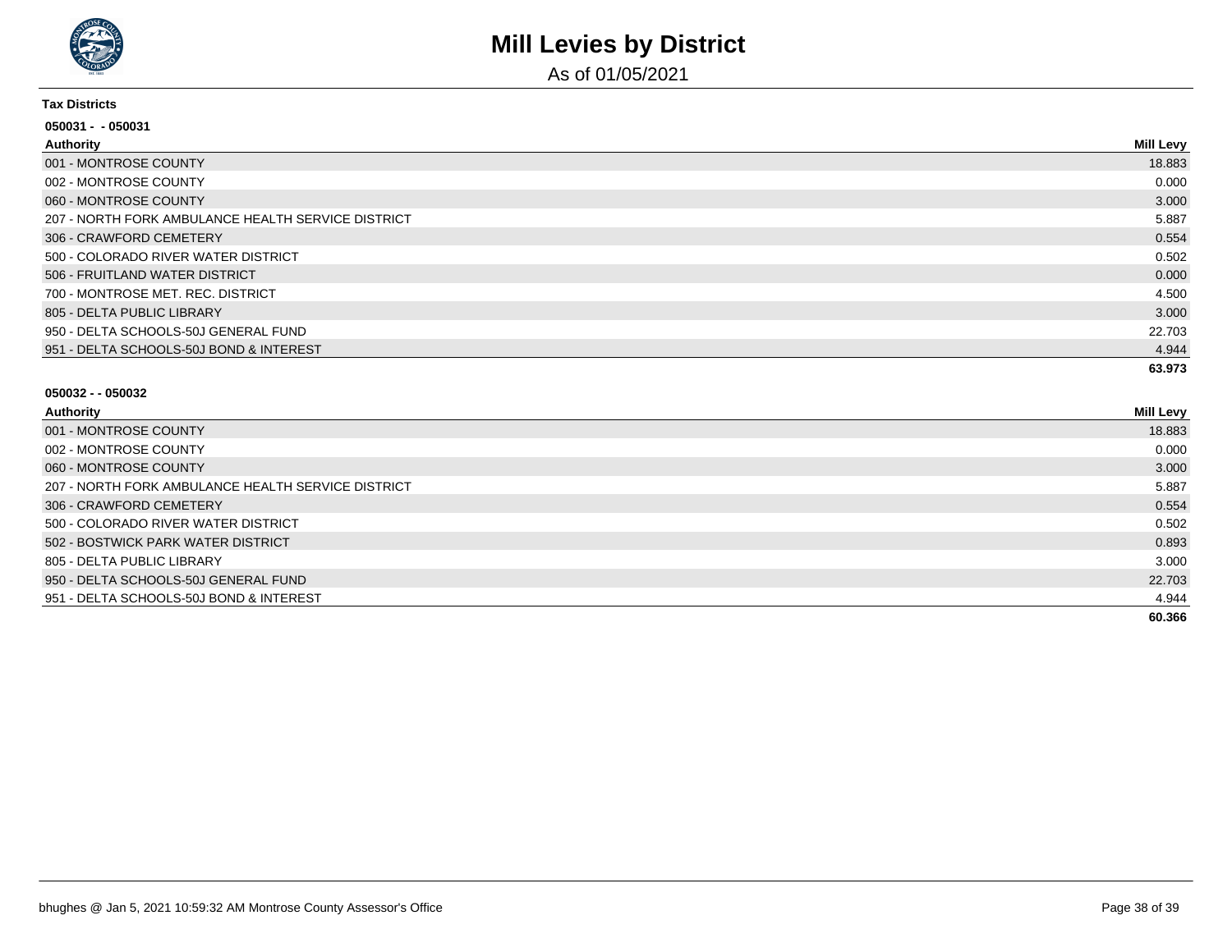# Mill Levies by District

As of 01/05/2021

**Tax Districts**

**050031 - - 050031**

| Authority | Mill Levy |
|---|---|
| 001 - MONTROSE COUNTY | 18.883 |
| 002 - MONTROSE COUNTY | 0.000 |
| 060 - MONTROSE COUNTY | 3.000 |
| 207 - NORTH FORK AMBULANCE HEALTH SERVICE DISTRICT | 5.887 |
| 306 - CRAWFORD CEMETERY | 0.554 |
| 500 - COLORADO RIVER WATER DISTRICT | 0.502 |
| 506 - FRUITLAND WATER DISTRICT | 0.000 |
| 700 - MONTROSE MET. REC. DISTRICT | 4.500 |
| 805 - DELTA PUBLIC LIBRARY | 3.000 |
| 950 - DELTA SCHOOLS-50J GENERAL FUND | 22.703 |
| 951 - DELTA SCHOOLS-50J BOND & INTEREST | 4.944 |
| | **63.973** |

**050032 - - 050032**

| Authority | Mill Levy |
|---|---|
| 001 - MONTROSE COUNTY | 18.883 |
| 002 - MONTROSE COUNTY | 0.000 |
| 060 - MONTROSE COUNTY | 3.000 |
| 207 - NORTH FORK AMBULANCE HEALTH SERVICE DISTRICT | 5.887 |
| 306 - CRAWFORD CEMETERY | 0.554 |
| 500 - COLORADO RIVER WATER DISTRICT | 0.502 |
| 502 - BOSTWICK PARK WATER DISTRICT | 0.893 |
| 805 - DELTA PUBLIC LIBRARY | 3.000 |
| 950 - DELTA SCHOOLS-50J GENERAL FUND | 22.703 |
| 951 - DELTA SCHOOLS-50J BOND & INTEREST | 4.944 |
| | **60.366** |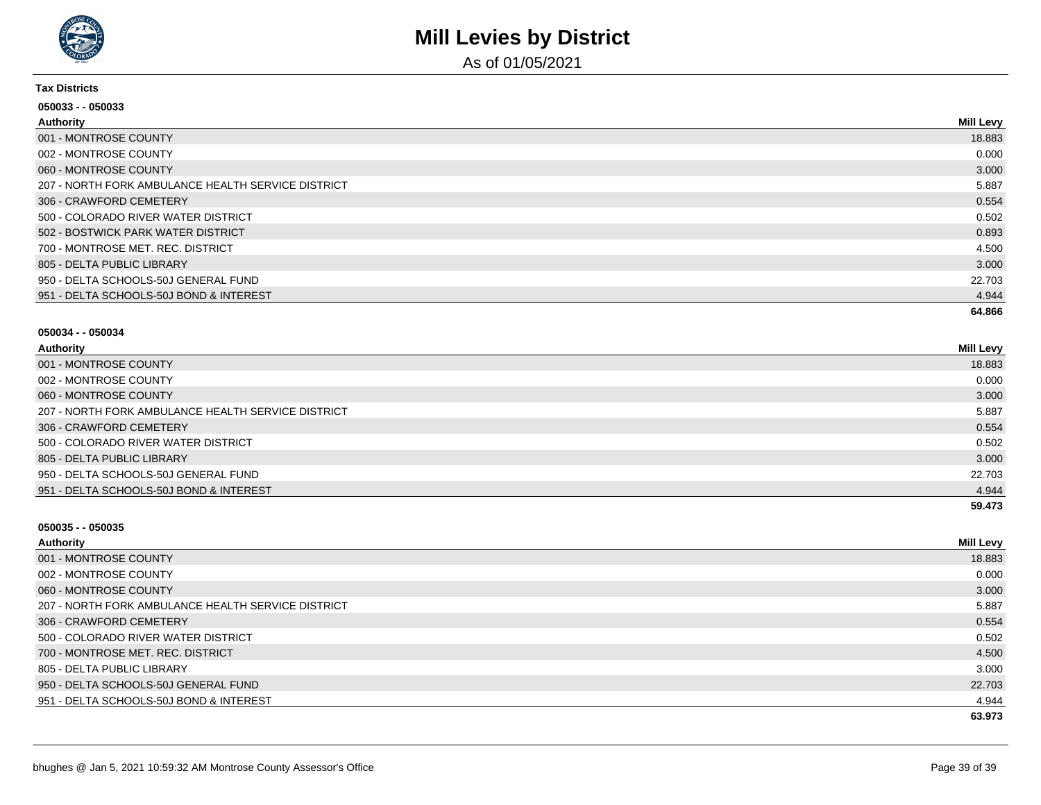# Mill Levies by District

As of 01/05/2021

**Tax Districts**

**050033 - - 050033**

| Authority | Mill Levy |
|---|---|
| 001 - MONTROSE COUNTY | 18.883 |
| 002 - MONTROSE COUNTY | 0.000 |
| 060 - MONTROSE COUNTY | 3.000 |
| 207 - NORTH FORK AMBULANCE HEALTH SERVICE DISTRICT | 5.887 |
| 306 - CRAWFORD CEMETERY | 0.554 |
| 500 - COLORADO RIVER WATER DISTRICT | 0.502 |
| 502 - BOSTWICK PARK WATER DISTRICT | 0.893 |
| 700 - MONTROSE MET. REC. DISTRICT | 4.500 |
| 805 - DELTA PUBLIC LIBRARY | 3.000 |
| 950 - DELTA SCHOOLS-50J GENERAL FUND | 22.703 |
| 951 - DELTA SCHOOLS-50J BOND & INTEREST | 4.944 |
| | **64.866** |

**050034 - - 050034**

| Authority | Mill Levy |
|---|---|
| 001 - MONTROSE COUNTY | 18.883 |
| 002 - MONTROSE COUNTY | 0.000 |
| 060 - MONTROSE COUNTY | 3.000 |
| 207 - NORTH FORK AMBULANCE HEALTH SERVICE DISTRICT | 5.887 |
| 306 - CRAWFORD CEMETERY | 0.554 |
| 500 - COLORADO RIVER WATER DISTRICT | 0.502 |
| 805 - DELTA PUBLIC LIBRARY | 3.000 |
| 950 - DELTA SCHOOLS-50J GENERAL FUND | 22.703 |
| 951 - DELTA SCHOOLS-50J BOND & INTEREST | 4.944 |
| | **59.473** |

**050035 - - 050035**

| Authority | Mill Levy |
|---|---|
| 001 - MONTROSE COUNTY | 18.883 |
| 002 - MONTROSE COUNTY | 0.000 |
| 060 - MONTROSE COUNTY | 3.000 |
| 207 - NORTH FORK AMBULANCE HEALTH SERVICE DISTRICT | 5.887 |
| 306 - CRAWFORD CEMETERY | 0.554 |
| 500 - COLORADO RIVER WATER DISTRICT | 0.502 |
| 700 - MONTROSE MET. REC. DISTRICT | 4.500 |
| 805 - DELTA PUBLIC LIBRARY | 3.000 |
| 950 - DELTA SCHOOLS-50J GENERAL FUND | 22.703 |
| 951 - DELTA SCHOOLS-50J BOND & INTEREST | 4.944 |
| | **63.973** |

bhughes @ Jan 5, 2021 10:59:32 AM Montrose County Assessor's Office